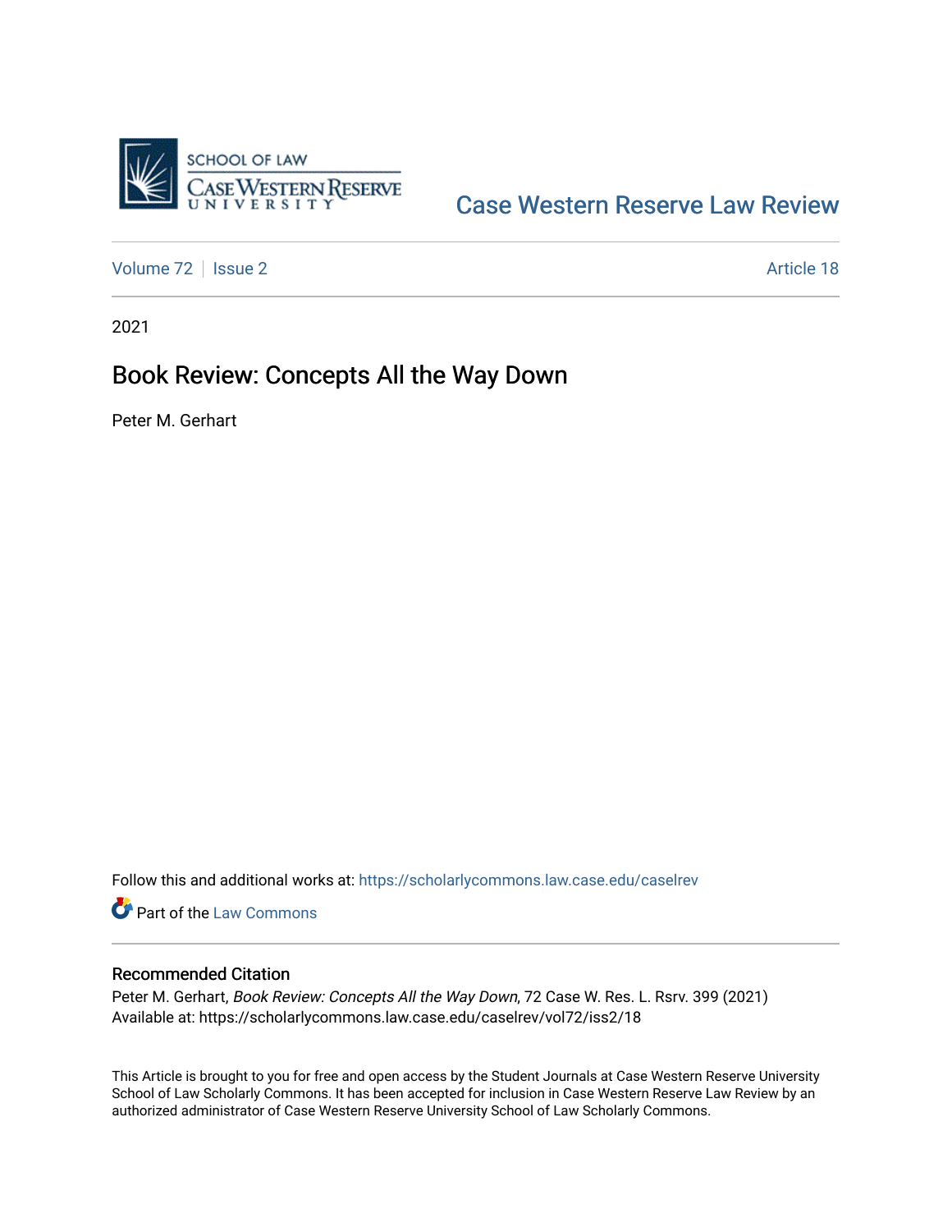SCHOOL OF LAW
CASE WESTERN RESERVE
UNIVERSITY

Case Western Reserve Law Review

Volume 72 | Issue 2 | Article 18

2021

# Book Review: Concepts All the Way Down

Peter M. Gerhart

Follow this and additional works at: https://scholarlycommons.law.case.edu/caselrev

Part of the Law Commons

## Recommended Citation

Peter M. Gerhart, *Book Review: Concepts All the Way Down*, 72 Case W. Res. L. Rsrv. 399 (2021)
Available at: https://scholarlycommons.law.case.edu/caselrev/vol72/iss2/18

This Article is brought to you for free and open access by the Student Journals at Case Western Reserve University School of Law Scholarly Commons. It has been accepted for inclusion in Case Western Reserve Law Review by an authorized administrator of Case Western Reserve University School of Law Scholarly Commons.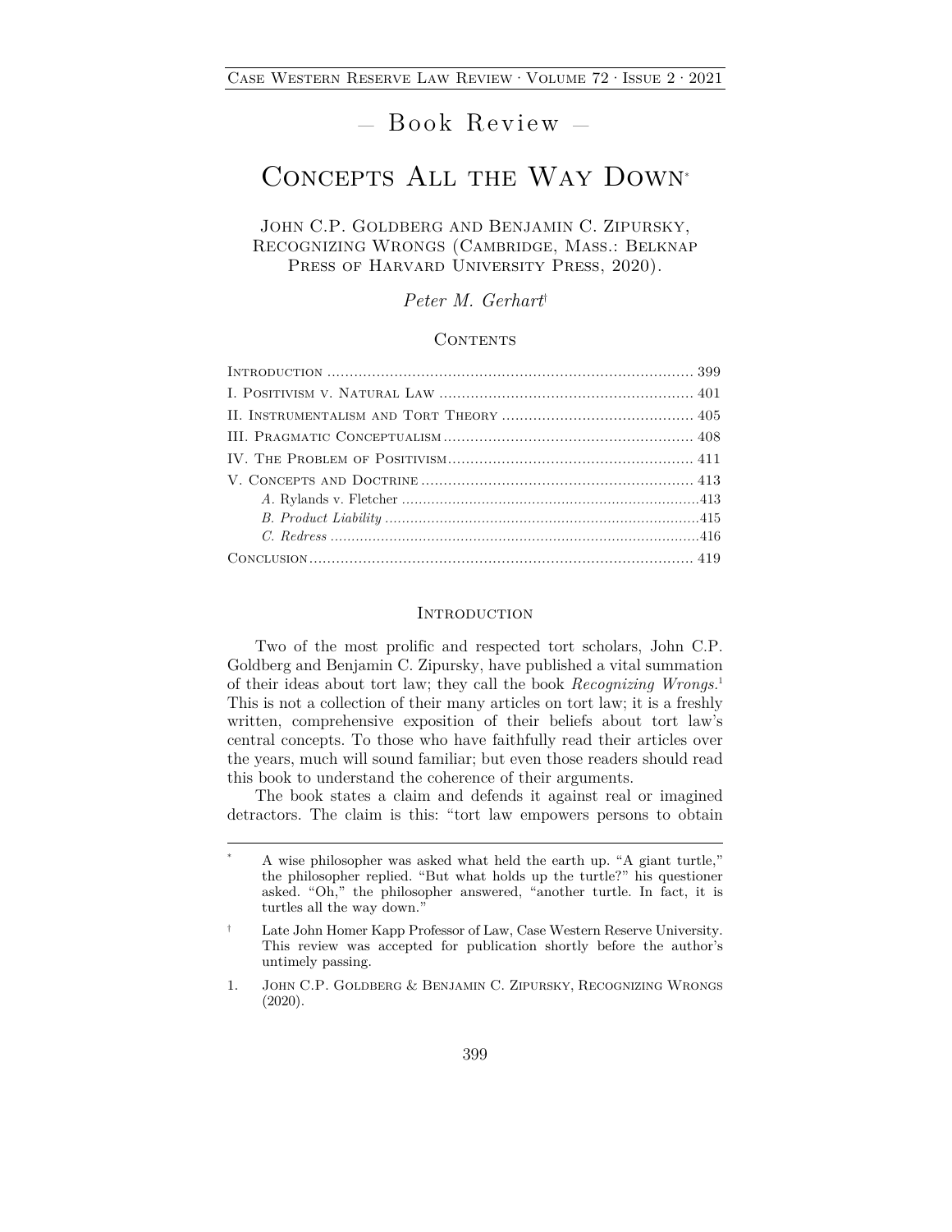— Book Review —

# Concepts All the Way Down*

John C.P. Goldberg and Benjamin C. Zipursky, Recognizing Wrongs (Cambridge, Mass.: Belknap Press of Harvard University Press, 2020).

*Peter M. Gerhart*†

## Contents

- Introduction ........ 399
- I. Positivism v. Natural Law ........ 401
- II. Instrumentalism and Tort Theory ........ 405
- III. Pragmatic Conceptualism ........ 408
- IV. The Problem of Positivism ........ 411
- V. Concepts and Doctrine ........ 413
  - *A.* Rylands v. Fletcher ........ 413
  - *B. Product Liability* ........ 415
  - *C. Redress* ........ 416
- Conclusion ........ 419

## Introduction

Two of the most prolific and respected tort scholars, John C.P. Goldberg and Benjamin C. Zipursky, have published a vital summation of their ideas about tort law; they call the book *Recognizing Wrongs*.[1] This is not a collection of their many articles on tort law; it is a freshly written, comprehensive exposition of their beliefs about tort law's central concepts. To those who have faithfully read their articles over the years, much will sound familiar; but even those readers should read this book to understand the coherence of their arguments.

The book states a claim and defends it against real or imagined detractors. The claim is this: "tort law empowers persons to obtain

---

\* A wise philosopher was asked what held the earth up. "A giant turtle," the philosopher replied. "But what holds up the turtle?" his questioner asked. "Oh," the philosopher answered, "another turtle. In fact, it is turtles all the way down."

† Late John Homer Kapp Professor of Law, Case Western Reserve University. This review was accepted for publication shortly before the author's untimely passing.

1. John C.P. Goldberg & Benjamin C. Zipursky, Recognizing Wrongs (2020).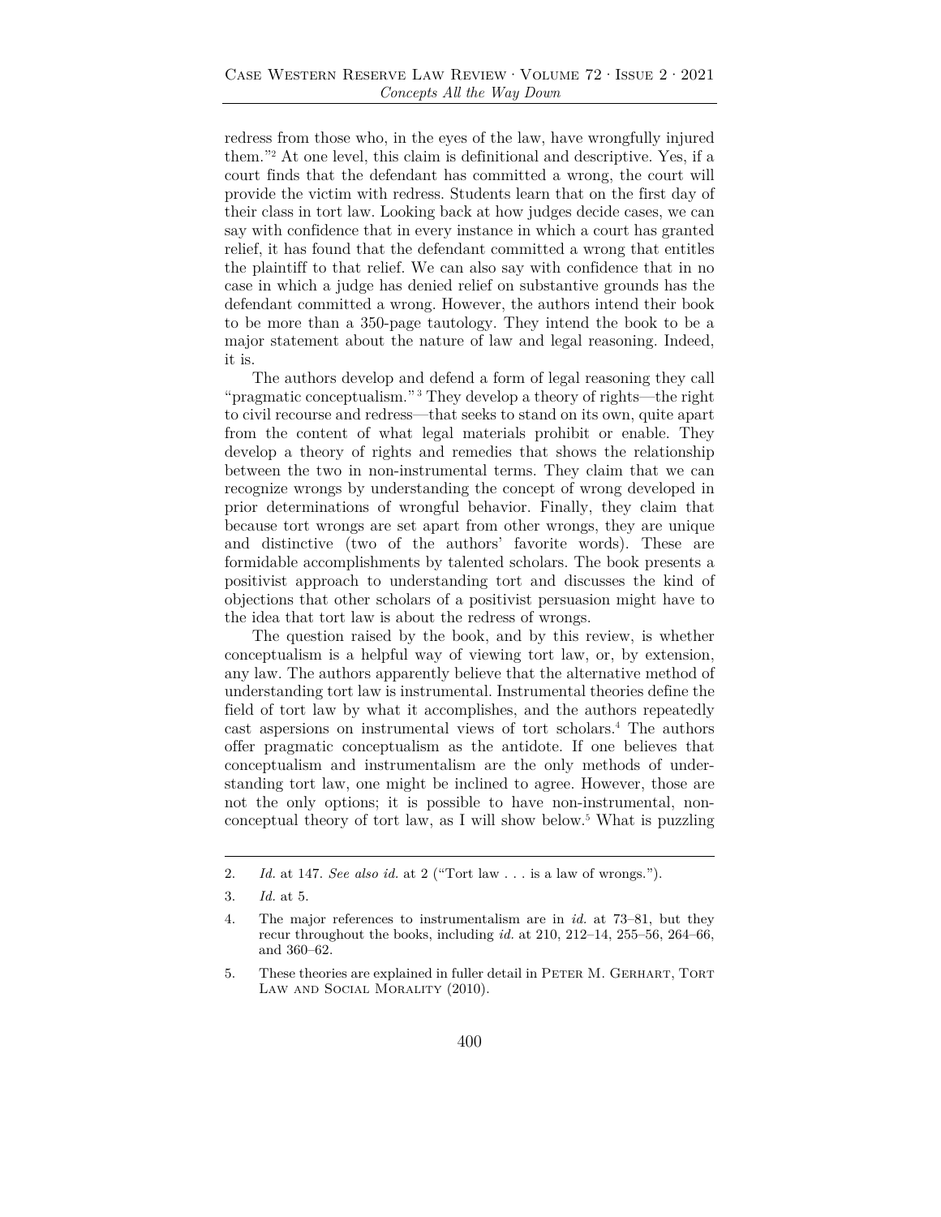redress from those who, in the eyes of the law, have wrongfully injured them."[2] At one level, this claim is definitional and descriptive. Yes, if a court finds that the defendant has committed a wrong, the court will provide the victim with redress. Students learn that on the first day of their class in tort law. Looking back at how judges decide cases, we can say with confidence that in every instance in which a court has granted relief, it has found that the defendant committed a wrong that entitles the plaintiff to that relief. We can also say with confidence that in no case in which a judge has denied relief on substantive grounds has the defendant committed a wrong. However, the authors intend their book to be more than a 350-page tautology. They intend the book to be a major statement about the nature of law and legal reasoning. Indeed, it is.

The authors develop and defend a form of legal reasoning they call "pragmatic conceptualism."[3] They develop a theory of rights—the right to civil recourse and redress—that seeks to stand on its own, quite apart from the content of what legal materials prohibit or enable. They develop a theory of rights and remedies that shows the relationship between the two in non-instrumental terms. They claim that we can recognize wrongs by understanding the concept of wrong developed in prior determinations of wrongful behavior. Finally, they claim that because tort wrongs are set apart from other wrongs, they are unique and distinctive (two of the authors' favorite words). These are formidable accomplishments by talented scholars. The book presents a positivist approach to understanding tort and discusses the kind of objections that other scholars of a positivist persuasion might have to the idea that tort law is about the redress of wrongs.

The question raised by the book, and by this review, is whether conceptualism is a helpful way of viewing tort law, or, by extension, any law. The authors apparently believe that the alternative method of understanding tort law is instrumental. Instrumental theories define the field of tort law by what it accomplishes, and the authors repeatedly cast aspersions on instrumental views of tort scholars.[4] The authors offer pragmatic conceptualism as the antidote. If one believes that conceptualism and instrumentalism are the only methods of understanding tort law, one might be inclined to agree. However, those are not the only options; it is possible to have non-instrumental, non-conceptual theory of tort law, as I will show below.[5] What is puzzling

---

2. *Id.* at 147. *See also id.* at 2 ("Tort law . . . is a law of wrongs.").

3. *Id.* at 5.

4. The major references to instrumentalism are in *id.* at 73–81, but they recur throughout the books, including *id.* at 210, 212–14, 255–56, 264–66, and 360–62.

5. These theories are explained in fuller detail in Peter M. Gerhart, Tort Law and Social Morality (2010).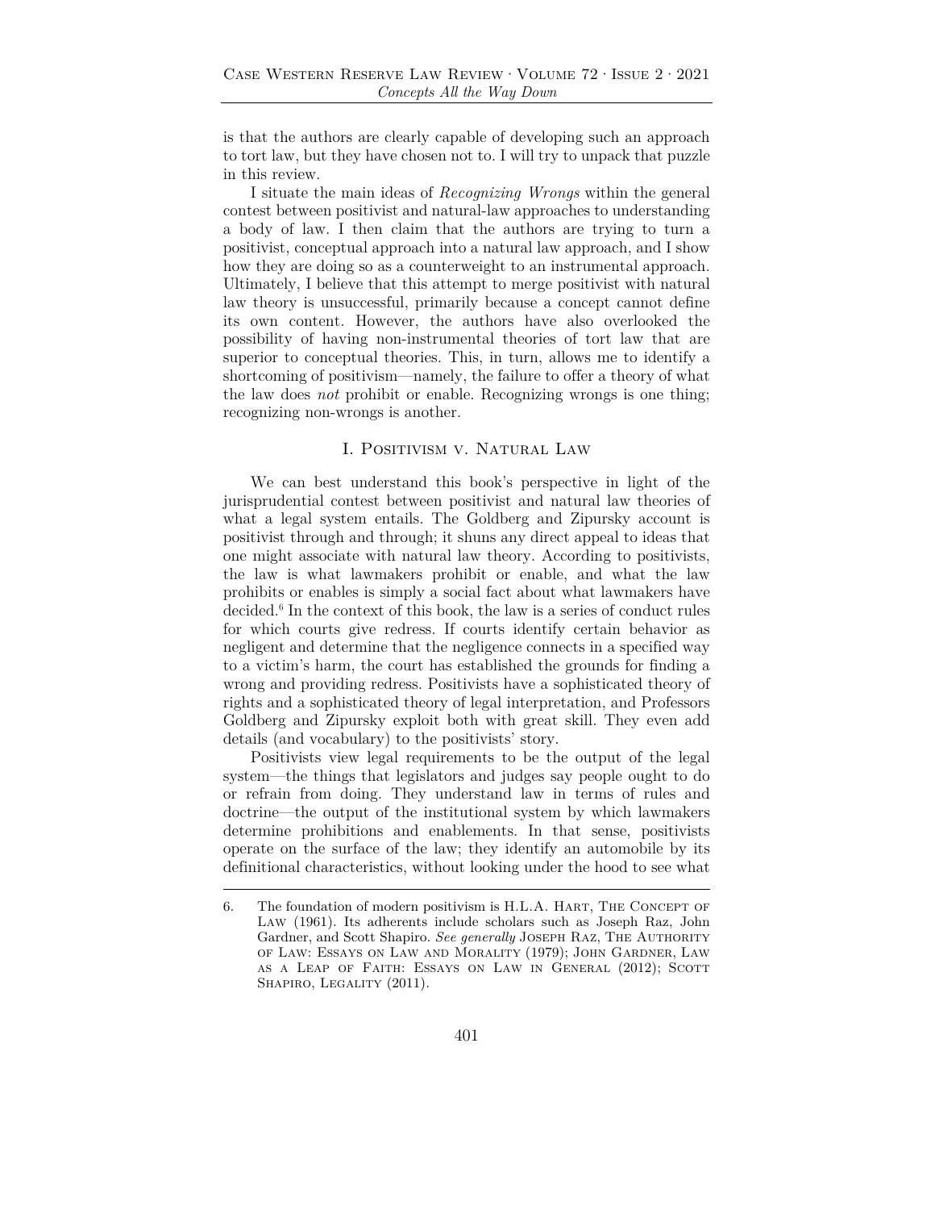is that the authors are clearly capable of developing such an approach to tort law, but they have chosen not to. I will try to unpack that puzzle in this review.

I situate the main ideas of *Recognizing Wrongs* within the general contest between positivist and natural-law approaches to understanding a body of law. I then claim that the authors are trying to turn a positivist, conceptual approach into a natural law approach, and I show how they are doing so as a counterweight to an instrumental approach. Ultimately, I believe that this attempt to merge positivist with natural law theory is unsuccessful, primarily because a concept cannot define its own content. However, the authors have also overlooked the possibility of having non-instrumental theories of tort law that are superior to conceptual theories. This, in turn, allows me to identify a shortcoming of positivism—namely, the failure to offer a theory of what the law does *not* prohibit or enable. Recognizing wrongs is one thing; recognizing non-wrongs is another.

## I. Positivism v. Natural Law

We can best understand this book's perspective in light of the jurisprudential contest between positivist and natural law theories of what a legal system entails. The Goldberg and Zipursky account is positivist through and through; it shuns any direct appeal to ideas that one might associate with natural law theory. According to positivists, the law is what lawmakers prohibit or enable, and what the law prohibits or enables is simply a social fact about what lawmakers have decided.[6] In the context of this book, the law is a series of conduct rules for which courts give redress. If courts identify certain behavior as negligent and determine that the negligence connects in a specified way to a victim's harm, the court has established the grounds for finding a wrong and providing redress. Positivists have a sophisticated theory of rights and a sophisticated theory of legal interpretation, and Professors Goldberg and Zipursky exploit both with great skill. They even add details (and vocabulary) to the positivists' story.

Positivists view legal requirements to be the output of the legal system—the things that legislators and judges say people ought to do or refrain from doing. They understand law in terms of rules and doctrine—the output of the institutional system by which lawmakers determine prohibitions and enablements. In that sense, positivists operate on the surface of the law; they identify an automobile by its definitional characteristics, without looking under the hood to see what

---

6. The foundation of modern positivism is H.L.A. Hart, The Concept of Law (1961). Its adherents include scholars such as Joseph Raz, John Gardner, and Scott Shapiro. *See generally* Joseph Raz, The Authority of Law: Essays on Law and Morality (1979); John Gardner, Law as a Leap of Faith: Essays on Law in General (2012); Scott Shapiro, Legality (2011).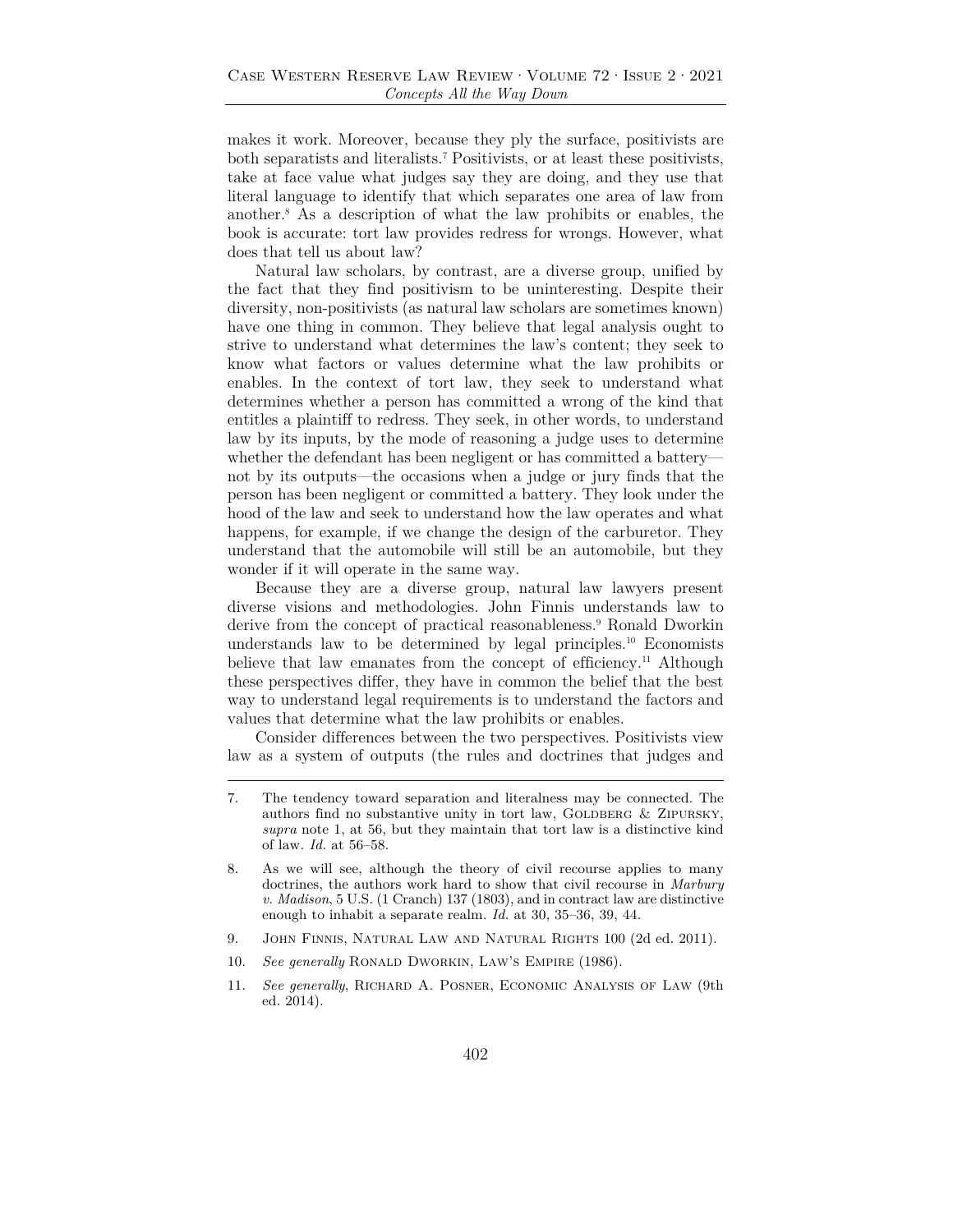makes it work. Moreover, because they ply the surface, positivists are both separatists and literalists.[7] Positivists, or at least these positivists, take at face value what judges say they are doing, and they use that literal language to identify that which separates one area of law from another.[8] As a description of what the law prohibits or enables, the book is accurate: tort law provides redress for wrongs. However, what does that tell us about law?

Natural law scholars, by contrast, are a diverse group, unified by the fact that they find positivism to be uninteresting. Despite their diversity, non-positivists (as natural law scholars are sometimes known) have one thing in common. They believe that legal analysis ought to strive to understand what determines the law's content; they seek to know what factors or values determine what the law prohibits or enables. In the context of tort law, they seek to understand what determines whether a person has committed a wrong of the kind that entitles a plaintiff to redress. They seek, in other words, to understand law by its inputs, by the mode of reasoning a judge uses to determine whether the defendant has been negligent or has committed a battery—not by its outputs—the occasions when a judge or jury finds that the person has been negligent or committed a battery. They look under the hood of the law and seek to understand how the law operates and what happens, for example, if we change the design of the carburetor. They understand that the automobile will still be an automobile, but they wonder if it will operate in the same way.

Because they are a diverse group, natural law lawyers present diverse visions and methodologies. John Finnis understands law to derive from the concept of practical reasonableness.[9] Ronald Dworkin understands law to be determined by legal principles.[10] Economists believe that law emanates from the concept of efficiency.[11] Although these perspectives differ, they have in common the belief that the best way to understand legal requirements is to understand the factors and values that determine what the law prohibits or enables.

Consider differences between the two perspectives. Positivists view law as a system of outputs (the rules and doctrines that judges and

---

7. The tendency toward separation and literalness may be connected. The authors find no substantive unity in tort law, Goldberg & Zipursky, *supra* note 1, at 56, but they maintain that tort law is a distinctive kind of law. *Id.* at 56–58.

8. As we will see, although the theory of civil recourse applies to many doctrines, the authors work hard to show that civil recourse in *Marbury v. Madison*, 5 U.S. (1 Cranch) 137 (1803), and in contract law are distinctive enough to inhabit a separate realm. *Id.* at 30, 35–36, 39, 44.

9. John Finnis, Natural Law and Natural Rights 100 (2d ed. 2011).

10. *See generally* Ronald Dworkin, Law's Empire (1986).

11. *See generally*, Richard A. Posner, Economic Analysis of Law (9th ed. 2014).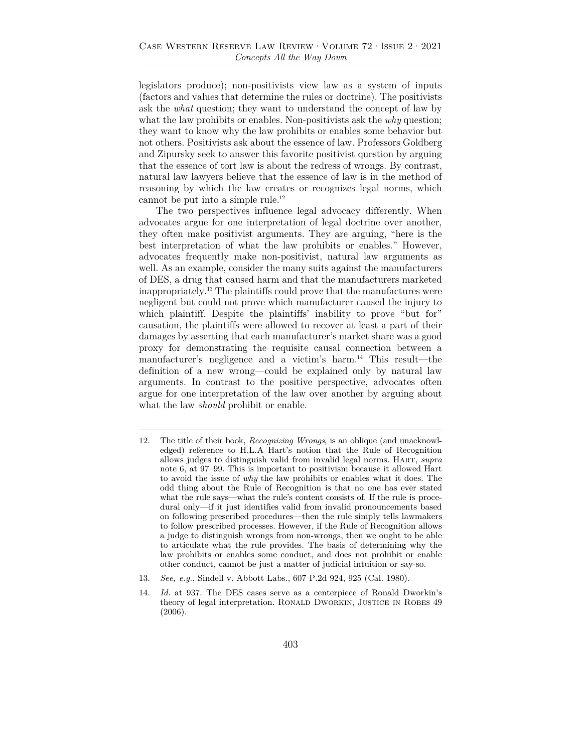legislators produce); non-positivists view law as a system of inputs (factors and values that determine the rules or doctrine). The positivists ask the *what* question; they want to understand the concept of law by what the law prohibits or enables. Non-positivists ask the *why* question; they want to know why the law prohibits or enables some behavior but not others. Positivists ask about the essence of law. Professors Goldberg and Zipursky seek to answer this favorite positivist question by arguing that the essence of tort law is about the redress of wrongs. By contrast, natural law lawyers believe that the essence of law is in the method of reasoning by which the law creates or recognizes legal norms, which cannot be put into a simple rule.[12]

The two perspectives influence legal advocacy differently. When advocates argue for one interpretation of legal doctrine over another, they often make positivist arguments. They are arguing, "here is the best interpretation of what the law prohibits or enables." However, advocates frequently make non-positivist, natural law arguments as well. As an example, consider the many suits against the manufacturers of DES, a drug that caused harm and that the manufacturers marketed inappropriately.[13] The plaintiffs could prove that the manufactures were negligent but could not prove which manufacturer caused the injury to which plaintiff. Despite the plaintiffs' inability to prove "but for" causation, the plaintiffs were allowed to recover at least a part of their damages by asserting that each manufacturer's market share was a good proxy for demonstrating the requisite causal connection between a manufacturer's negligence and a victim's harm.[14] This result—the definition of a new wrong—could be explained only by natural law arguments. In contrast to the positive perspective, advocates often argue for one interpretation of the law over another by arguing about what the law *should* prohibit or enable.

---

12. The title of their book, *Recognizing Wrongs*, is an oblique (and unacknowledged) reference to H.L.A Hart's notion that the Rule of Recognition allows judges to distinguish valid from invalid legal norms. HART, *supra* note 6, at 97–99. This is important to positivism because it allowed Hart to avoid the issue of *why* the law prohibits or enables what it does. The odd thing about the Rule of Recognition is that no one has ever stated what the rule says—what the rule's content consists of. If the rule is procedural only—if it just identifies valid from invalid pronouncements based on following prescribed procedures—then the rule simply tells lawmakers to follow prescribed processes. However, if the Rule of Recognition allows a judge to distinguish wrongs from non-wrongs, then we ought to be able to articulate what the rule provides. The basis of determining why the law prohibits or enables some conduct, and does not prohibit or enable other conduct, cannot be just a matter of judicial intuition or say-so.

13. *See, e.g.*, Sindell v. Abbott Labs., 607 P.2d 924, 925 (Cal. 1980).

14. *Id.* at 937. The DES cases serve as a centerpiece of Ronald Dworkin's theory of legal interpretation. RONALD DWORKIN, JUSTICE IN ROBES 49 (2006).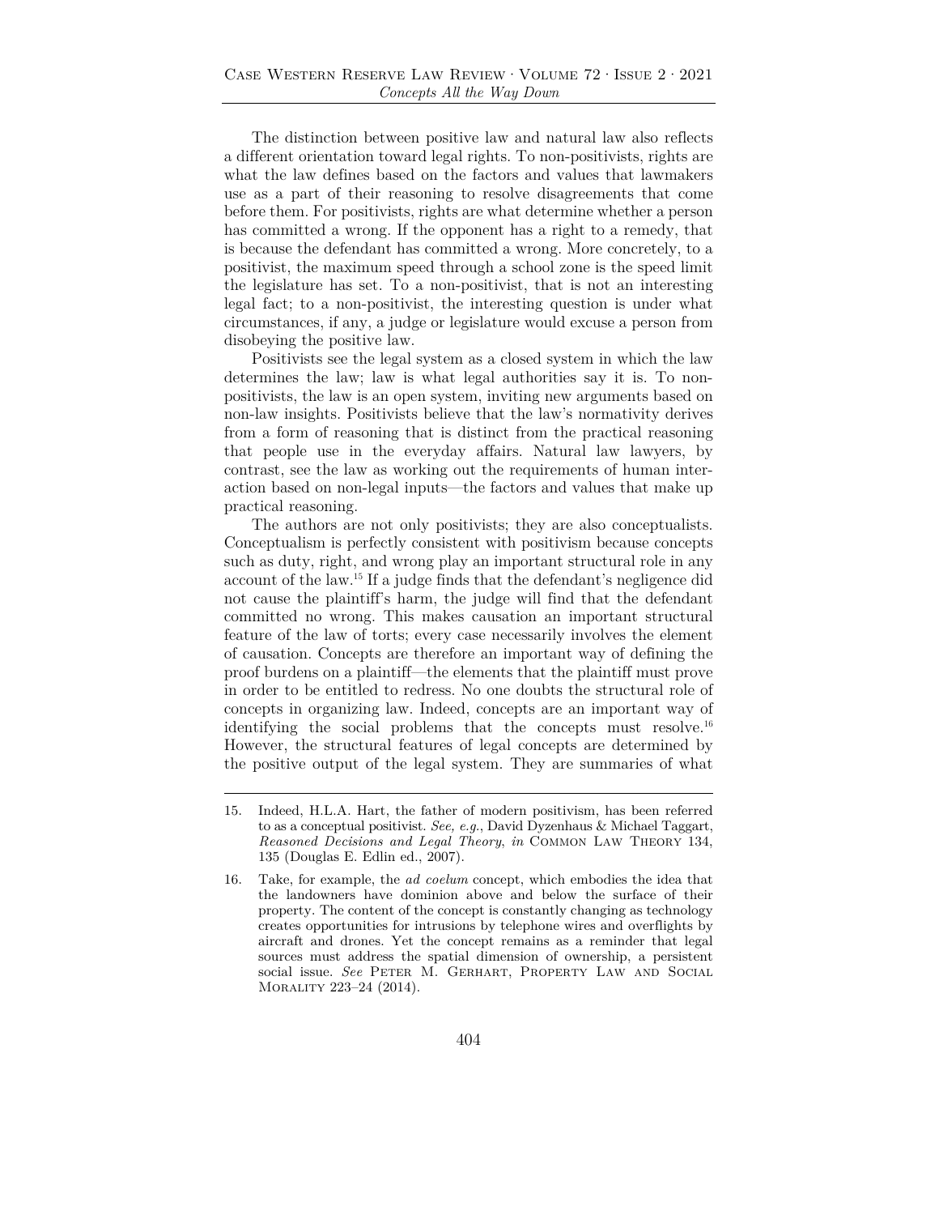The distinction between positive law and natural law also reflects a different orientation toward legal rights. To non-positivists, rights are what the law defines based on the factors and values that lawmakers use as a part of their reasoning to resolve disagreements that come before them. For positivists, rights are what determine whether a person has committed a wrong. If the opponent has a right to a remedy, that is because the defendant has committed a wrong. More concretely, to a positivist, the maximum speed through a school zone is the speed limit the legislature has set. To a non-positivist, that is not an interesting legal fact; to a non-positivist, the interesting question is under what circumstances, if any, a judge or legislature would excuse a person from disobeying the positive law.

Positivists see the legal system as a closed system in which the law determines the law; law is what legal authorities say it is. To non-positivists, the law is an open system, inviting new arguments based on non-law insights. Positivists believe that the law's normativity derives from a form of reasoning that is distinct from the practical reasoning that people use in the everyday affairs. Natural law lawyers, by contrast, see the law as working out the requirements of human interaction based on non-legal inputs—the factors and values that make up practical reasoning.

The authors are not only positivists; they are also conceptualists. Conceptualism is perfectly consistent with positivism because concepts such as duty, right, and wrong play an important structural role in any account of the law.[15] If a judge finds that the defendant's negligence did not cause the plaintiff's harm, the judge will find that the defendant committed no wrong. This makes causation an important structural feature of the law of torts; every case necessarily involves the element of causation. Concepts are therefore an important way of defining the proof burdens on a plaintiff—the elements that the plaintiff must prove in order to be entitled to redress. No one doubts the structural role of concepts in organizing law. Indeed, concepts are an important way of identifying the social problems that the concepts must resolve.[16] However, the structural features of legal concepts are determined by the positive output of the legal system. They are summaries of what

---

15. Indeed, H.L.A. Hart, the father of modern positivism, has been referred to as a conceptual positivist. *See, e.g.*, David Dyzenhaus & Michael Taggart, *Reasoned Decisions and Legal Theory*, *in* Common Law Theory 134, 135 (Douglas E. Edlin ed., 2007).

16. Take, for example, the *ad coelum* concept, which embodies the idea that the landowners have dominion above and below the surface of their property. The content of the concept is constantly changing as technology creates opportunities for intrusions by telephone wires and overflights by aircraft and drones. Yet the concept remains as a reminder that legal sources must address the spatial dimension of ownership, a persistent social issue. *See* Peter M. Gerhart, Property Law and Social Morality 223–24 (2014).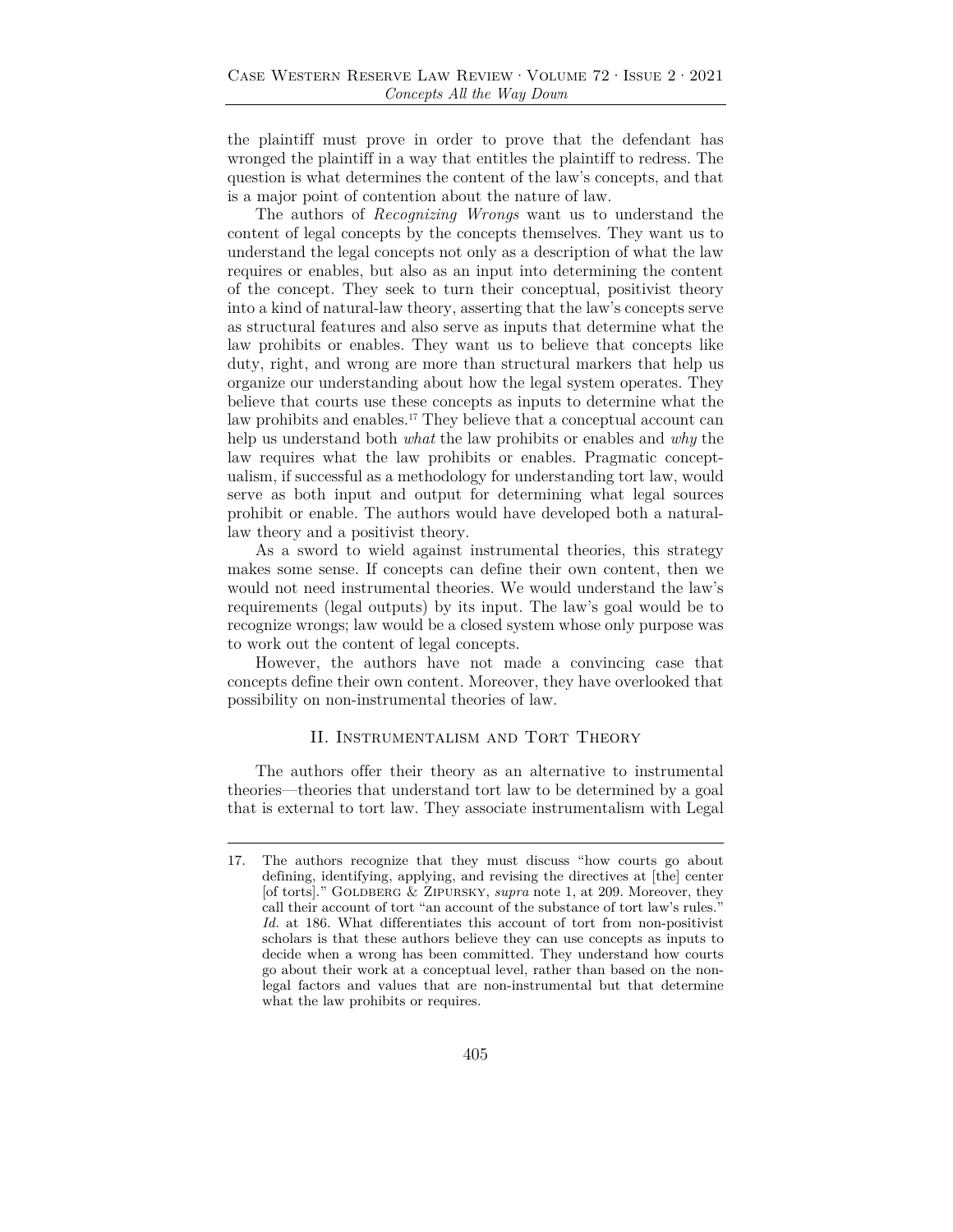the plaintiff must prove in order to prove that the defendant has wronged the plaintiff in a way that entitles the plaintiff to redress. The question is what determines the content of the law's concepts, and that is a major point of contention about the nature of law.

The authors of *Recognizing Wrongs* want us to understand the content of legal concepts by the concepts themselves. They want us to understand the legal concepts not only as a description of what the law requires or enables, but also as an input into determining the content of the concept. They seek to turn their conceptual, positivist theory into a kind of natural-law theory, asserting that the law's concepts serve as structural features and also serve as inputs that determine what the law prohibits or enables. They want us to believe that concepts like duty, right, and wrong are more than structural markers that help us organize our understanding about how the legal system operates. They believe that courts use these concepts as inputs to determine what the law prohibits and enables.[17] They believe that a conceptual account can help us understand both *what* the law prohibits or enables and *why* the law requires what the law prohibits or enables. Pragmatic conceptualism, if successful as a methodology for understanding tort law, would serve as both input and output for determining what legal sources prohibit or enable. The authors would have developed both a natural-law theory and a positivist theory.

As a sword to wield against instrumental theories, this strategy makes some sense. If concepts can define their own content, then we would not need instrumental theories. We would understand the law's requirements (legal outputs) by its input. The law's goal would be to recognize wrongs; law would be a closed system whose only purpose was to work out the content of legal concepts.

However, the authors have not made a convincing case that concepts define their own content. Moreover, they have overlooked that possibility on non-instrumental theories of law.

## II. Instrumentalism and Tort Theory

The authors offer their theory as an alternative to instrumental theories—theories that understand tort law to be determined by a goal that is external to tort law. They associate instrumentalism with Legal

---

17. The authors recognize that they must discuss "how courts go about defining, identifying, applying, and revising the directives at [the] center [of torts]." Goldberg & Zipursky, *supra* note 1, at 209. Moreover, they call their account of tort "an account of the substance of tort law's rules." *Id.* at 186. What differentiates this account of tort from non-positivist scholars is that these authors believe they can use concepts as inputs to decide when a wrong has been committed. They understand how courts go about their work at a conceptual level, rather than based on the non-legal factors and values that are non-instrumental but that determine what the law prohibits or requires.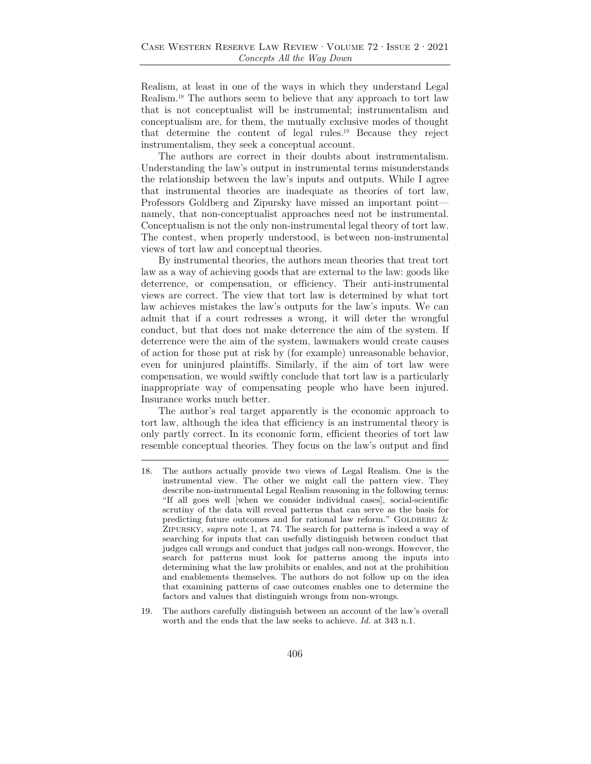Realism, at least in one of the ways in which they understand Legal Realism.[18] The authors seem to believe that any approach to tort law that is not conceptualist will be instrumental; instrumentalism and conceptualism are, for them, the mutually exclusive modes of thought that determine the content of legal rules.[19] Because they reject instrumentalism, they seek a conceptual account.

The authors are correct in their doubts about instrumentalism. Understanding the law's output in instrumental terms misunderstands the relationship between the law's inputs and outputs. While I agree that instrumental theories are inadequate as theories of tort law, Professors Goldberg and Zipursky have missed an important point—namely, that non-conceptualist approaches need not be instrumental. Conceptualism is not the only non-instrumental legal theory of tort law. The contest, when properly understood, is between non-instrumental views of tort law and conceptual theories.

By instrumental theories, the authors mean theories that treat tort law as a way of achieving goods that are external to the law: goods like deterrence, or compensation, or efficiency. Their anti-instrumental views are correct. The view that tort law is determined by what tort law achieves mistakes the law's outputs for the law's inputs. We can admit that if a court redresses a wrong, it will deter the wrongful conduct, but that does not make deterrence the aim of the system. If deterrence were the aim of the system, lawmakers would create causes of action for those put at risk by (for example) unreasonable behavior, even for uninjured plaintiffs. Similarly, if the aim of tort law were compensation, we would swiftly conclude that tort law is a particularly inappropriate way of compensating people who have been injured. Insurance works much better.

The author's real target apparently is the economic approach to tort law, although the idea that efficiency is an instrumental theory is only partly correct. In its economic form, efficient theories of tort law resemble conceptual theories. They focus on the law's output and find

---

18. The authors actually provide two views of Legal Realism. One is the instrumental view. The other we might call the pattern view. They describe non-instrumental Legal Realism reasoning in the following terms: "If all goes well [when we consider individual cases], social-scientific scrutiny of the data will reveal patterns that can serve as the basis for predicting future outcomes and for rational law reform." Goldberg & Zipursky, *supra* note 1, at 74. The search for patterns is indeed a way of searching for inputs that can usefully distinguish between conduct that judges call wrongs and conduct that judges call non-wrongs. However, the search for patterns must look for patterns among the inputs into determining what the law prohibits or enables, and not at the prohibition and enablements themselves. The authors do not follow up on the idea that examining patterns of case outcomes enables one to determine the factors and values that distinguish wrongs from non-wrongs.

19. The authors carefully distinguish between an account of the law's overall worth and the ends that the law seeks to achieve. *Id.* at 343 n.1.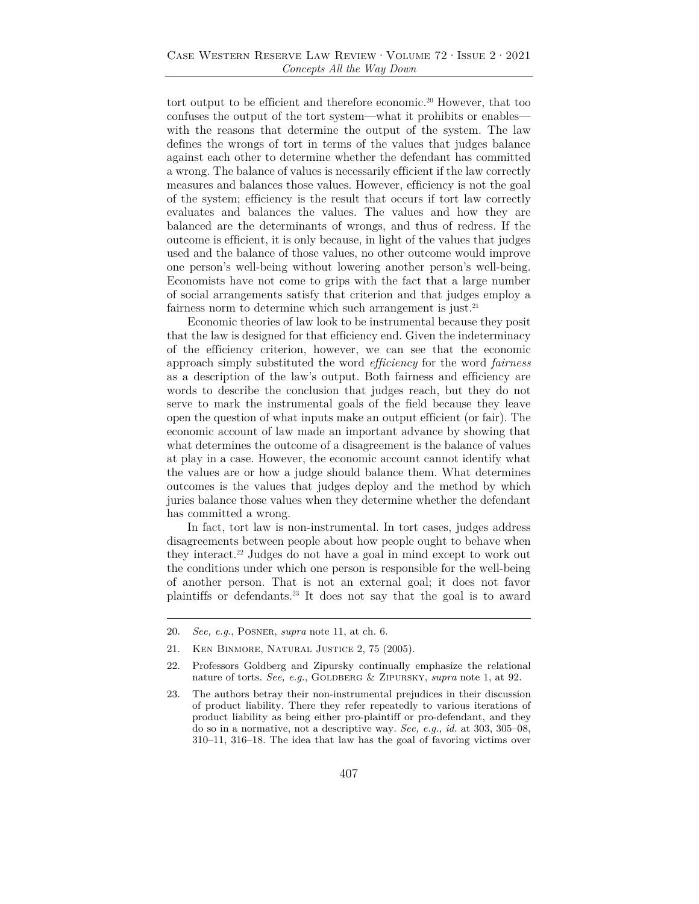tort output to be efficient and therefore economic.[20] However, that too confuses the output of the tort system—what it prohibits or enables—with the reasons that determine the output of the system. The law defines the wrongs of tort in terms of the values that judges balance against each other to determine whether the defendant has committed a wrong. The balance of values is necessarily efficient if the law correctly measures and balances those values. However, efficiency is not the goal of the system; efficiency is the result that occurs if tort law correctly evaluates and balances the values. The values and how they are balanced are the determinants of wrongs, and thus of redress. If the outcome is efficient, it is only because, in light of the values that judges used and the balance of those values, no other outcome would improve one person's well-being without lowering another person's well-being. Economists have not come to grips with the fact that a large number of social arrangements satisfy that criterion and that judges employ a fairness norm to determine which such arrangement is just.[21]

Economic theories of law look to be instrumental because they posit that the law is designed for that efficiency end. Given the indeterminacy of the efficiency criterion, however, we can see that the economic approach simply substituted the word *efficiency* for the word *fairness* as a description of the law's output. Both fairness and efficiency are words to describe the conclusion that judges reach, but they do not serve to mark the instrumental goals of the field because they leave open the question of what inputs make an output efficient (or fair). The economic account of law made an important advance by showing that what determines the outcome of a disagreement is the balance of values at play in a case. However, the economic account cannot identify what the values are or how a judge should balance them. What determines outcomes is the values that judges deploy and the method by which juries balance those values when they determine whether the defendant has committed a wrong.

In fact, tort law is non-instrumental. In tort cases, judges address disagreements between people about how people ought to behave when they interact.[22] Judges do not have a goal in mind except to work out the conditions under which one person is responsible for the well-being of another person. That is not an external goal; it does not favor plaintiffs or defendants.[23] It does not say that the goal is to award

---

20. *See, e.g.*, Posner, *supra* note 11, at ch. 6.

21. Ken Binmore, Natural Justice 2, 75 (2005).

22. Professors Goldberg and Zipursky continually emphasize the relational nature of torts. *See, e.g.*, Goldberg & Zipursky, *supra* note 1, at 92.

23. The authors betray their non-instrumental prejudices in their discussion of product liability. There they refer repeatedly to various iterations of product liability as being either pro-plaintiff or pro-defendant, and they do so in a normative, not a descriptive way. *See, e.g.*, *id.* at 303, 305–08, 310–11, 316–18. The idea that law has the goal of favoring victims over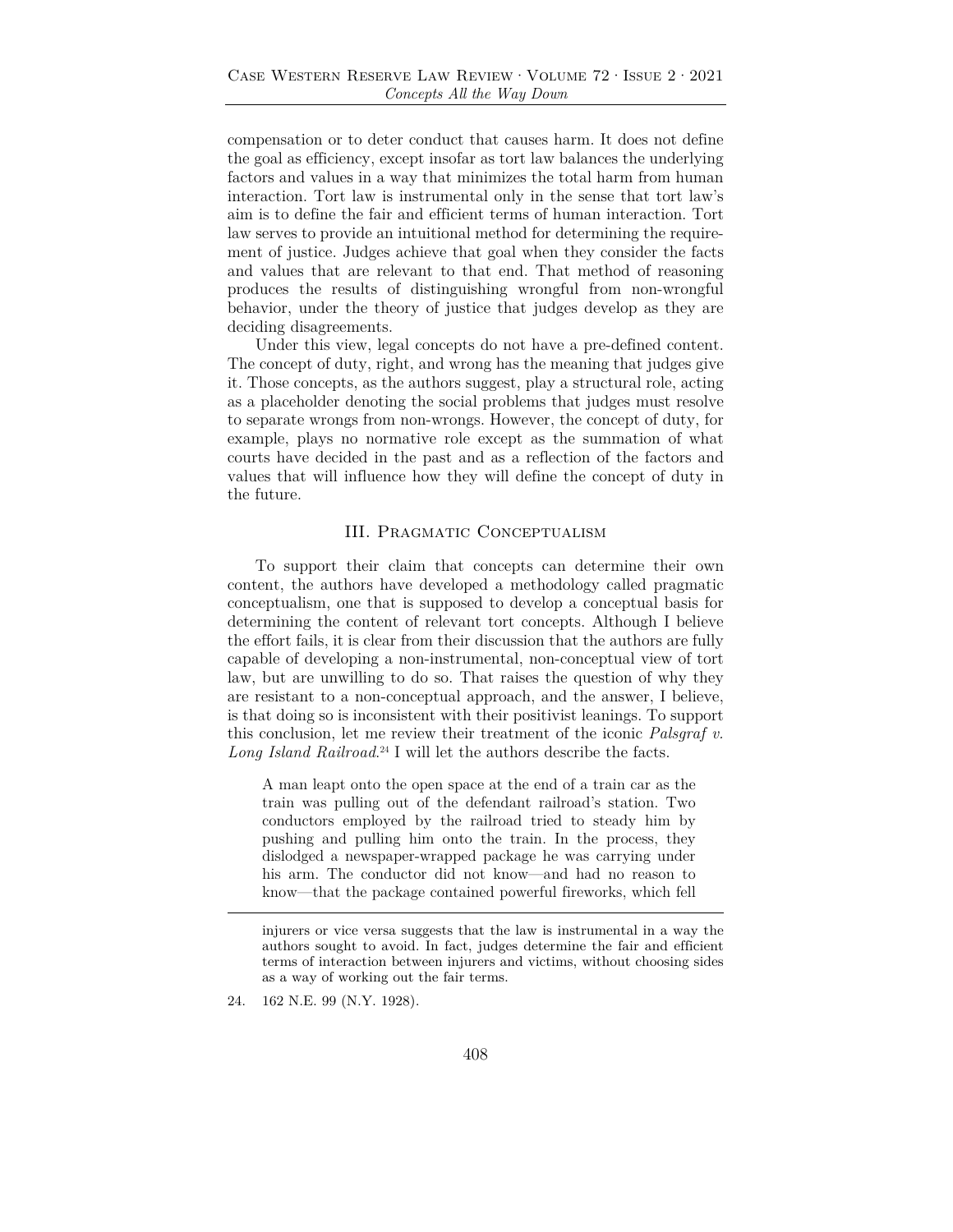compensation or to deter conduct that causes harm. It does not define the goal as efficiency, except insofar as tort law balances the underlying factors and values in a way that minimizes the total harm from human interaction. Tort law is instrumental only in the sense that tort law's aim is to define the fair and efficient terms of human interaction. Tort law serves to provide an intuitional method for determining the requirement of justice. Judges achieve that goal when they consider the facts and values that are relevant to that end. That method of reasoning produces the results of distinguishing wrongful from non-wrongful behavior, under the theory of justice that judges develop as they are deciding disagreements.

Under this view, legal concepts do not have a pre-defined content. The concept of duty, right, and wrong has the meaning that judges give it. Those concepts, as the authors suggest, play a structural role, acting as a placeholder denoting the social problems that judges must resolve to separate wrongs from non-wrongs. However, the concept of duty, for example, plays no normative role except as the summation of what courts have decided in the past and as a reflection of the factors and values that will influence how they will define the concept of duty in the future.

## III. Pragmatic Conceptualism

To support their claim that concepts can determine their own content, the authors have developed a methodology called pragmatic conceptualism, one that is supposed to develop a conceptual basis for determining the content of relevant tort concepts. Although I believe the effort fails, it is clear from their discussion that the authors are fully capable of developing a non-instrumental, non-conceptual view of tort law, but are unwilling to do so. That raises the question of why they are resistant to a non-conceptual approach, and the answer, I believe, is that doing so is inconsistent with their positivist leanings. To support this conclusion, let me review their treatment of the iconic *Palsgraf v. Long Island Railroad*.[24] I will let the authors describe the facts.

> A man leapt onto the open space at the end of a train car as the train was pulling out of the defendant railroad's station. Two conductors employed by the railroad tried to steady him by pushing and pulling him onto the train. In the process, they dislodged a newspaper-wrapped package he was carrying under his arm. The conductor did not know—and had no reason to know—that the package contained powerful fireworks, which fell

---

injurers or vice versa suggests that the law is instrumental in a way the authors sought to avoid. In fact, judges determine the fair and efficient terms of interaction between injurers and victims, without choosing sides as a way of working out the fair terms.

24. 162 N.E. 99 (N.Y. 1928).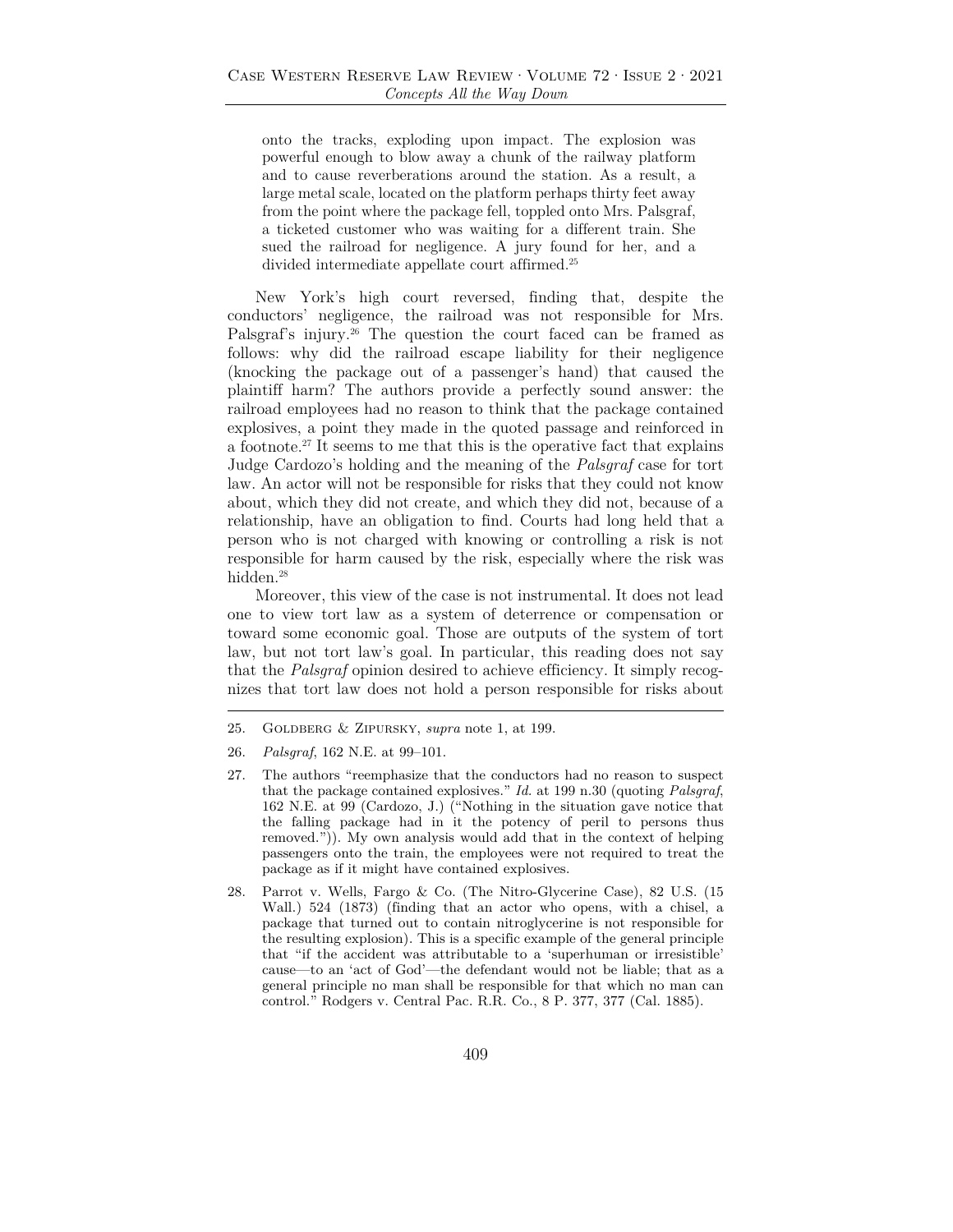> onto the tracks, exploding upon impact. The explosion was powerful enough to blow away a chunk of the railway platform and to cause reverberations around the station. As a result, a large metal scale, located on the platform perhaps thirty feet away from the point where the package fell, toppled onto Mrs. Palsgraf, a ticketed customer who was waiting for a different train. She sued the railroad for negligence. A jury found for her, and a divided intermediate appellate court affirmed.[25]

New York's high court reversed, finding that, despite the conductors' negligence, the railroad was not responsible for Mrs. Palsgraf's injury.[26] The question the court faced can be framed as follows: why did the railroad escape liability for their negligence (knocking the package out of a passenger's hand) that caused the plaintiff harm? The authors provide a perfectly sound answer: the railroad employees had no reason to think that the package contained explosives, a point they made in the quoted passage and reinforced in a footnote.[27] It seems to me that this is the operative fact that explains Judge Cardozo's holding and the meaning of the *Palsgraf* case for tort law. An actor will not be responsible for risks that they could not know about, which they did not create, and which they did not, because of a relationship, have an obligation to find. Courts had long held that a person who is not charged with knowing or controlling a risk is not responsible for harm caused by the risk, especially where the risk was hidden.[28]

Moreover, this view of the case is not instrumental. It does not lead one to view tort law as a system of deterrence or compensation or toward some economic goal. Those are outputs of the system of tort law, but not tort law's goal. In particular, this reading does not say that the *Palsgraf* opinion desired to achieve efficiency. It simply recognizes that tort law does not hold a person responsible for risks about

---

25. Goldberg & Zipursky, *supra* note 1, at 199.

26. *Palsgraf*, 162 N.E. at 99–101.

27. The authors "reemphasize that the conductors had no reason to suspect that the package contained explosives." *Id.* at 199 n.30 (quoting *Palsgraf*, 162 N.E. at 99 (Cardozo, J.) ("Nothing in the situation gave notice that the falling package had in it the potency of peril to persons thus removed.")). My own analysis would add that in the context of helping passengers onto the train, the employees were not required to treat the package as if it might have contained explosives.

28. Parrot v. Wells, Fargo & Co. (The Nitro-Glycerine Case), 82 U.S. (15 Wall.) 524 (1873) (finding that an actor who opens, with a chisel, a package that turned out to contain nitroglycerine is not responsible for the resulting explosion). This is a specific example of the general principle that "if the accident was attributable to a 'superhuman or irresistible' cause—to an 'act of God'—the defendant would not be liable; that as a general principle no man shall be responsible for that which no man can control." Rodgers v. Central Pac. R.R. Co., 8 P. 377, 377 (Cal. 1885).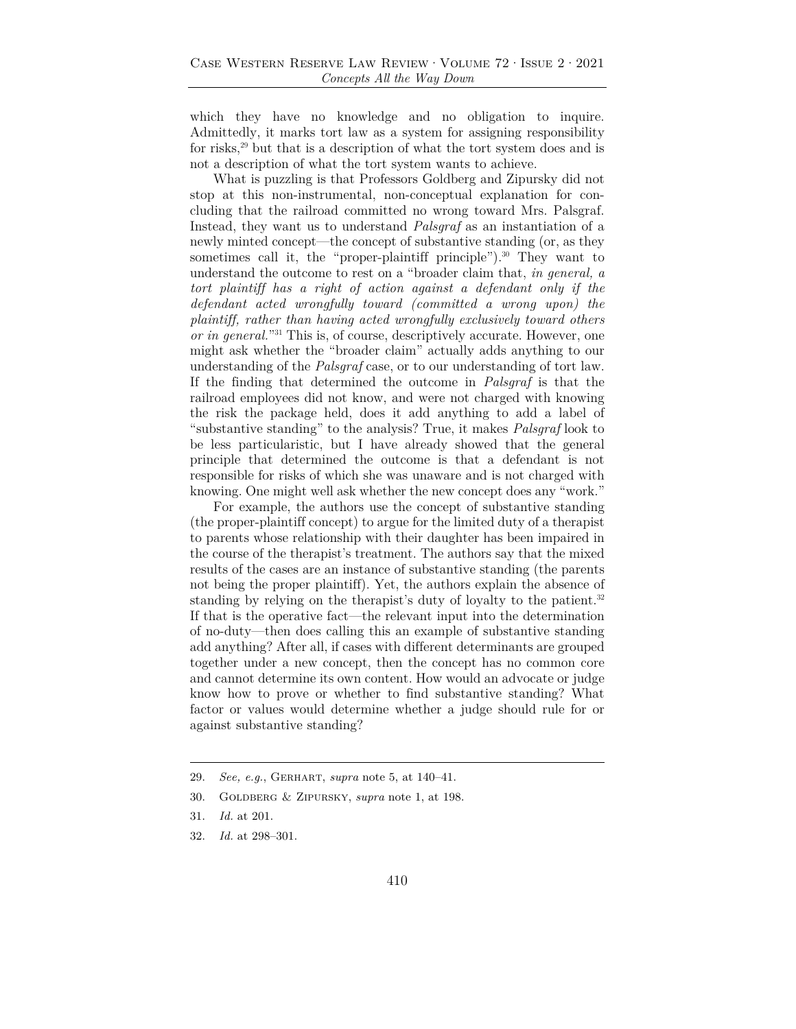which they have no knowledge and no obligation to inquire. Admittedly, it marks tort law as a system for assigning responsibility for risks,[29] but that is a description of what the tort system does and is not a description of what the tort system wants to achieve.

What is puzzling is that Professors Goldberg and Zipursky did not stop at this non-instrumental, non-conceptual explanation for concluding that the railroad committed no wrong toward Mrs. Palsgraf. Instead, they want us to understand *Palsgraf* as an instantiation of a newly minted concept—the concept of substantive standing (or, as they sometimes call it, the "proper-plaintiff principle").[30] They want to understand the outcome to rest on a "broader claim that, *in general, a tort plaintiff has a right of action against a defendant only if the defendant acted wrongfully toward (committed a wrong upon) the plaintiff, rather than having acted wrongfully exclusively toward others or in general.*"[31] This is, of course, descriptively accurate. However, one might ask whether the "broader claim" actually adds anything to our understanding of the *Palsgraf* case, or to our understanding of tort law. If the finding that determined the outcome in *Palsgraf* is that the railroad employees did not know, and were not charged with knowing the risk the package held, does it add anything to add a label of "substantive standing" to the analysis? True, it makes *Palsgraf* look to be less particularistic, but I have already showed that the general principle that determined the outcome is that a defendant is not responsible for risks of which she was unaware and is not charged with knowing. One might well ask whether the new concept does any "work."

For example, the authors use the concept of substantive standing (the proper-plaintiff concept) to argue for the limited duty of a therapist to parents whose relationship with their daughter has been impaired in the course of the therapist's treatment. The authors say that the mixed results of the cases are an instance of substantive standing (the parents not being the proper plaintiff). Yet, the authors explain the absence of standing by relying on the therapist's duty of loyalty to the patient.[32] If that is the operative fact—the relevant input into the determination of no-duty—then does calling this an example of substantive standing add anything? After all, if cases with different determinants are grouped together under a new concept, then the concept has no common core and cannot determine its own content. How would an advocate or judge know how to prove or whether to find substantive standing? What factor or values would determine whether a judge should rule for or against substantive standing?

---

29. *See, e.g.*, Gerhart, *supra* note 5, at 140–41.

30. Goldberg & Zipursky, *supra* note 1, at 198.

31. *Id.* at 201.

32. *Id.* at 298–301.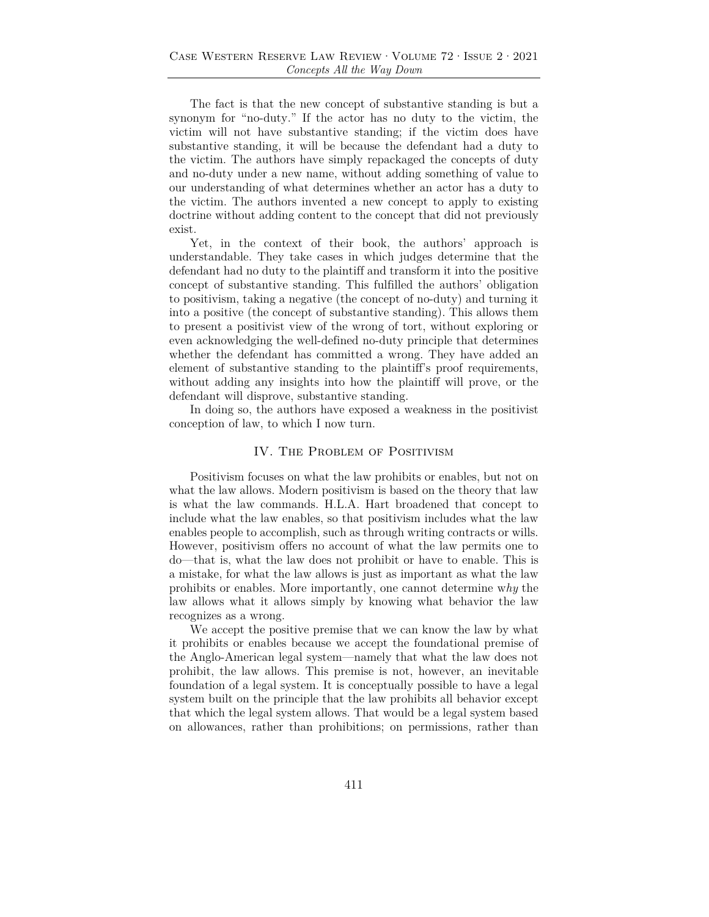The fact is that the new concept of substantive standing is but a synonym for "no-duty." If the actor has no duty to the victim, the victim will not have substantive standing; if the victim does have substantive standing, it will be because the defendant had a duty to the victim. The authors have simply repackaged the concepts of duty and no-duty under a new name, without adding something of value to our understanding of what determines whether an actor has a duty to the victim. The authors invented a new concept to apply to existing doctrine without adding content to the concept that did not previously exist.

Yet, in the context of their book, the authors' approach is understandable. They take cases in which judges determine that the defendant had no duty to the plaintiff and transform it into the positive concept of substantive standing. This fulfilled the authors' obligation to positivism, taking a negative (the concept of no-duty) and turning it into a positive (the concept of substantive standing). This allows them to present a positivist view of the wrong of tort, without exploring or even acknowledging the well-defined no-duty principle that determines whether the defendant has committed a wrong. They have added an element of substantive standing to the plaintiff's proof requirements, without adding any insights into how the plaintiff will prove, or the defendant will disprove, substantive standing.

In doing so, the authors have exposed a weakness in the positivist conception of law, to which I now turn.

## IV. The Problem of Positivism

Positivism focuses on what the law prohibits or enables, but not on what the law allows. Modern positivism is based on the theory that law is what the law commands. H.L.A. Hart broadened that concept to include what the law enables, so that positivism includes what the law enables people to accomplish, such as through writing contracts or wills. However, positivism offers no account of what the law permits one to do—that is, what the law does not prohibit or have to enable. This is a mistake, for what the law allows is just as important as what the law prohibits or enables. More importantly, one cannot determine w*hy* the law allows what it allows simply by knowing what behavior the law recognizes as a wrong.

We accept the positive premise that we can know the law by what it prohibits or enables because we accept the foundational premise of the Anglo-American legal system—namely that what the law does not prohibit, the law allows. This premise is not, however, an inevitable foundation of a legal system. It is conceptually possible to have a legal system built on the principle that the law prohibits all behavior except that which the legal system allows. That would be a legal system based on allowances, rather than prohibitions; on permissions, rather than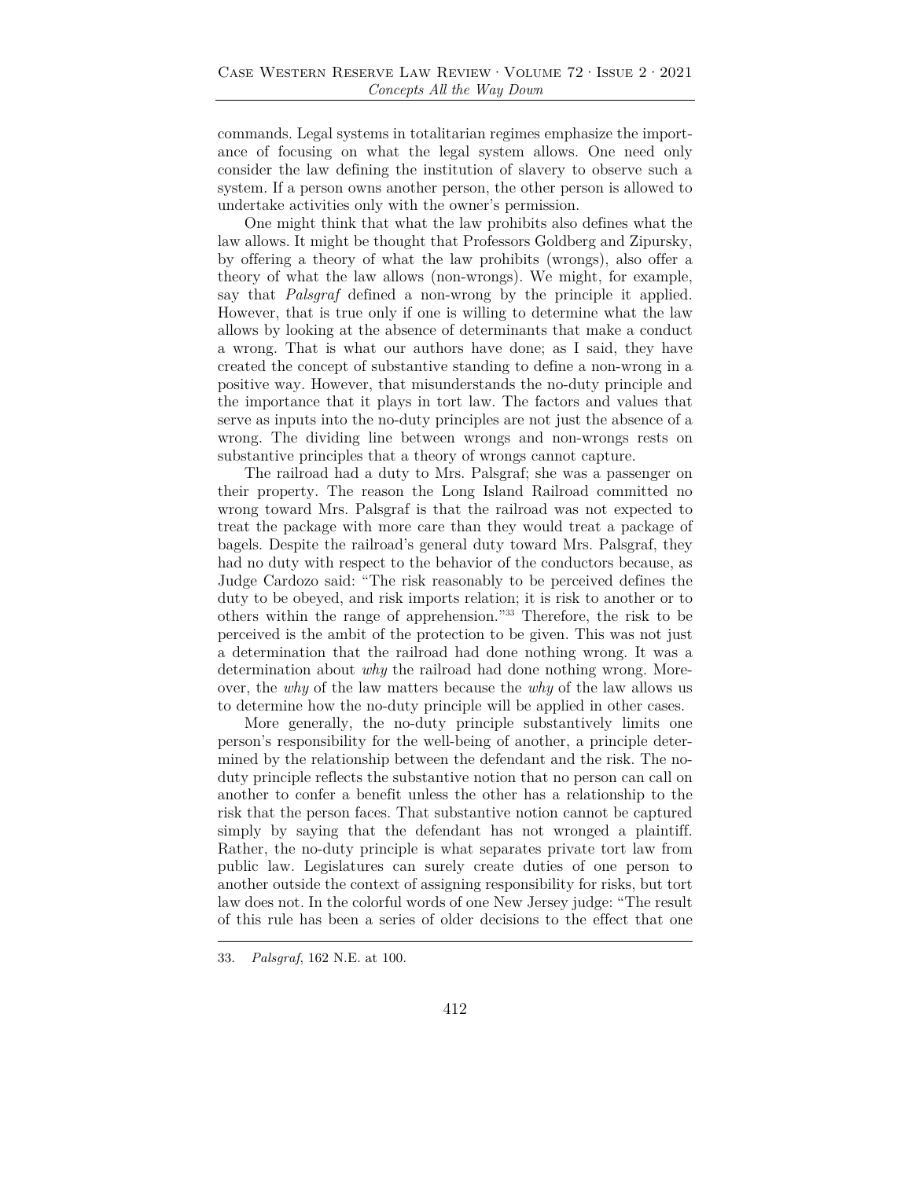commands. Legal systems in totalitarian regimes emphasize the importance of focusing on what the legal system allows. One need only consider the law defining the institution of slavery to observe such a system. If a person owns another person, the other person is allowed to undertake activities only with the owner's permission.

One might think that what the law prohibits also defines what the law allows. It might be thought that Professors Goldberg and Zipursky, by offering a theory of what the law prohibits (wrongs), also offer a theory of what the law allows (non-wrongs). We might, for example, say that *Palsgraf* defined a non-wrong by the principle it applied. However, that is true only if one is willing to determine what the law allows by looking at the absence of determinants that make a conduct a wrong. That is what our authors have done; as I said, they have created the concept of substantive standing to define a non-wrong in a positive way. However, that misunderstands the no-duty principle and the importance that it plays in tort law. The factors and values that serve as inputs into the no-duty principles are not just the absence of a wrong. The dividing line between wrongs and non-wrongs rests on substantive principles that a theory of wrongs cannot capture.

The railroad had a duty to Mrs. Palsgraf; she was a passenger on their property. The reason the Long Island Railroad committed no wrong toward Mrs. Palsgraf is that the railroad was not expected to treat the package with more care than they would treat a package of bagels. Despite the railroad's general duty toward Mrs. Palsgraf, they had no duty with respect to the behavior of the conductors because, as Judge Cardozo said: "The risk reasonably to be perceived defines the duty to be obeyed, and risk imports relation; it is risk to another or to others within the range of apprehension."[33] Therefore, the risk to be perceived is the ambit of the protection to be given. This was not just a determination that the railroad had done nothing wrong. It was a determination about *why* the railroad had done nothing wrong. Moreover, the *why* of the law matters because the *why* of the law allows us to determine how the no-duty principle will be applied in other cases.

More generally, the no-duty principle substantively limits one person's responsibility for the well-being of another, a principle determined by the relationship between the defendant and the risk. The no-duty principle reflects the substantive notion that no person can call on another to confer a benefit unless the other has a relationship to the risk that the person faces. That substantive notion cannot be captured simply by saying that the defendant has not wronged a plaintiff. Rather, the no-duty principle is what separates private tort law from public law. Legislatures can surely create duties of one person to another outside the context of assigning responsibility for risks, but tort law does not. In the colorful words of one New Jersey judge: "The result of this rule has been a series of older decisions to the effect that one

---

33. *Palsgraf*, 162 N.E. at 100.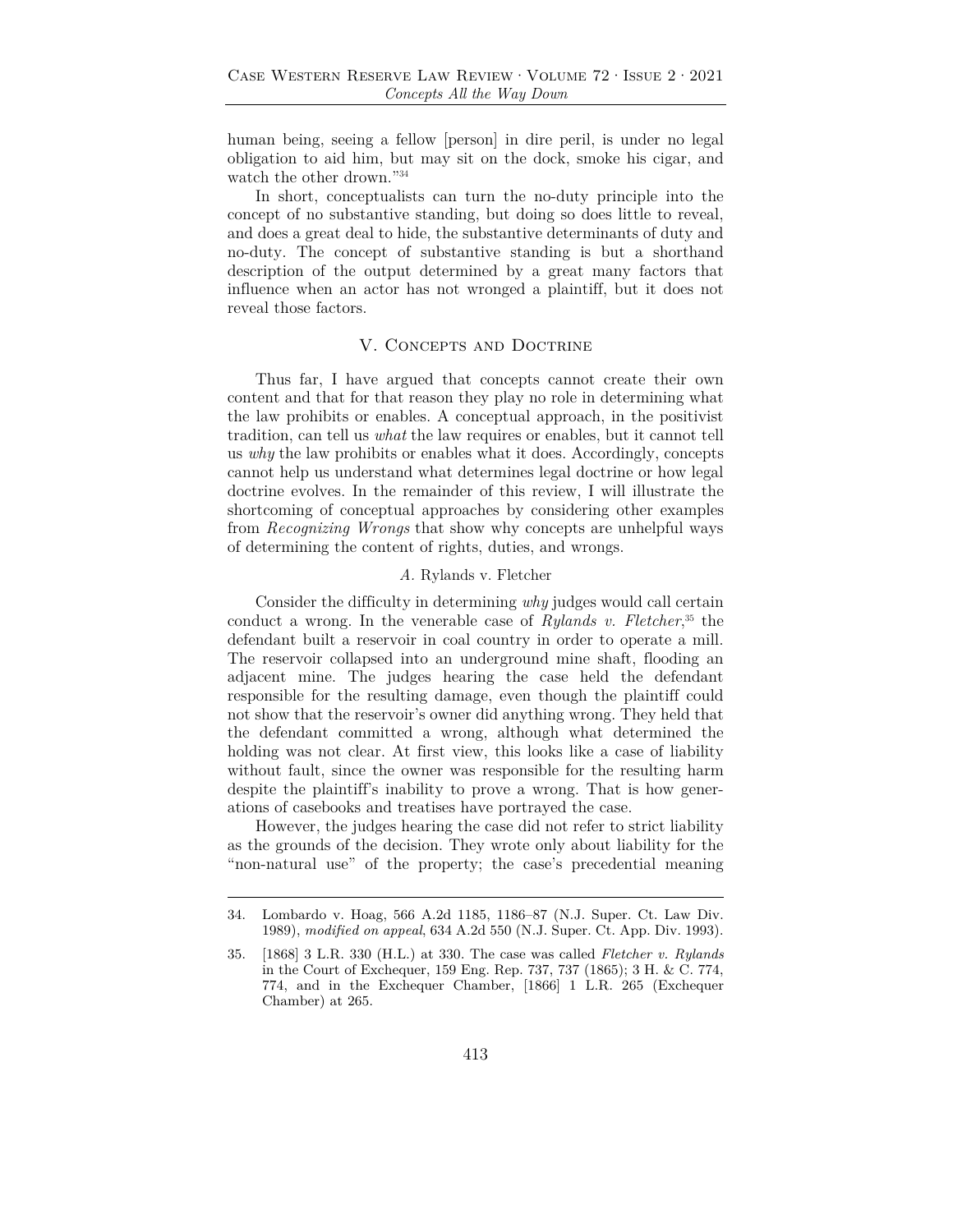human being, seeing a fellow [person] in dire peril, is under no legal obligation to aid him, but may sit on the dock, smoke his cigar, and watch the other drown."[34]

In short, conceptualists can turn the no-duty principle into the concept of no substantive standing, but doing so does little to reveal, and does a great deal to hide, the substantive determinants of duty and no-duty. The concept of substantive standing is but a shorthand description of the output determined by a great many factors that influence when an actor has not wronged a plaintiff, but it does not reveal those factors.

## V. Concepts and Doctrine

Thus far, I have argued that concepts cannot create their own content and that for that reason they play no role in determining what the law prohibits or enables. A conceptual approach, in the positivist tradition, can tell us *what* the law requires or enables, but it cannot tell us *why* the law prohibits or enables what it does. Accordingly, concepts cannot help us understand what determines legal doctrine or how legal doctrine evolves. In the remainder of this review, I will illustrate the shortcoming of conceptual approaches by considering other examples from *Recognizing Wrongs* that show why concepts are unhelpful ways of determining the content of rights, duties, and wrongs.

### *A.* Rylands v. Fletcher

Consider the difficulty in determining *why* judges would call certain conduct a wrong. In the venerable case of *Rylands v. Fletcher*,[35] the defendant built a reservoir in coal country in order to operate a mill. The reservoir collapsed into an underground mine shaft, flooding an adjacent mine. The judges hearing the case held the defendant responsible for the resulting damage, even though the plaintiff could not show that the reservoir's owner did anything wrong. They held that the defendant committed a wrong, although what determined the holding was not clear. At first view, this looks like a case of liability without fault, since the owner was responsible for the resulting harm despite the plaintiff's inability to prove a wrong. That is how generations of casebooks and treatises have portrayed the case.

However, the judges hearing the case did not refer to strict liability as the grounds of the decision. They wrote only about liability for the "non-natural use" of the property; the case's precedential meaning

---

34. Lombardo v. Hoag, 566 A.2d 1185, 1186–87 (N.J. Super. Ct. Law Div. 1989), *modified on appeal*, 634 A.2d 550 (N.J. Super. Ct. App. Div. 1993).

35. [1868] 3 L.R. 330 (H.L.) at 330. The case was called *Fletcher v. Rylands* in the Court of Exchequer, 159 Eng. Rep. 737, 737 (1865); 3 H. & C. 774, 774, and in the Exchequer Chamber, [1866] 1 L.R. 265 (Exchequer Chamber) at 265.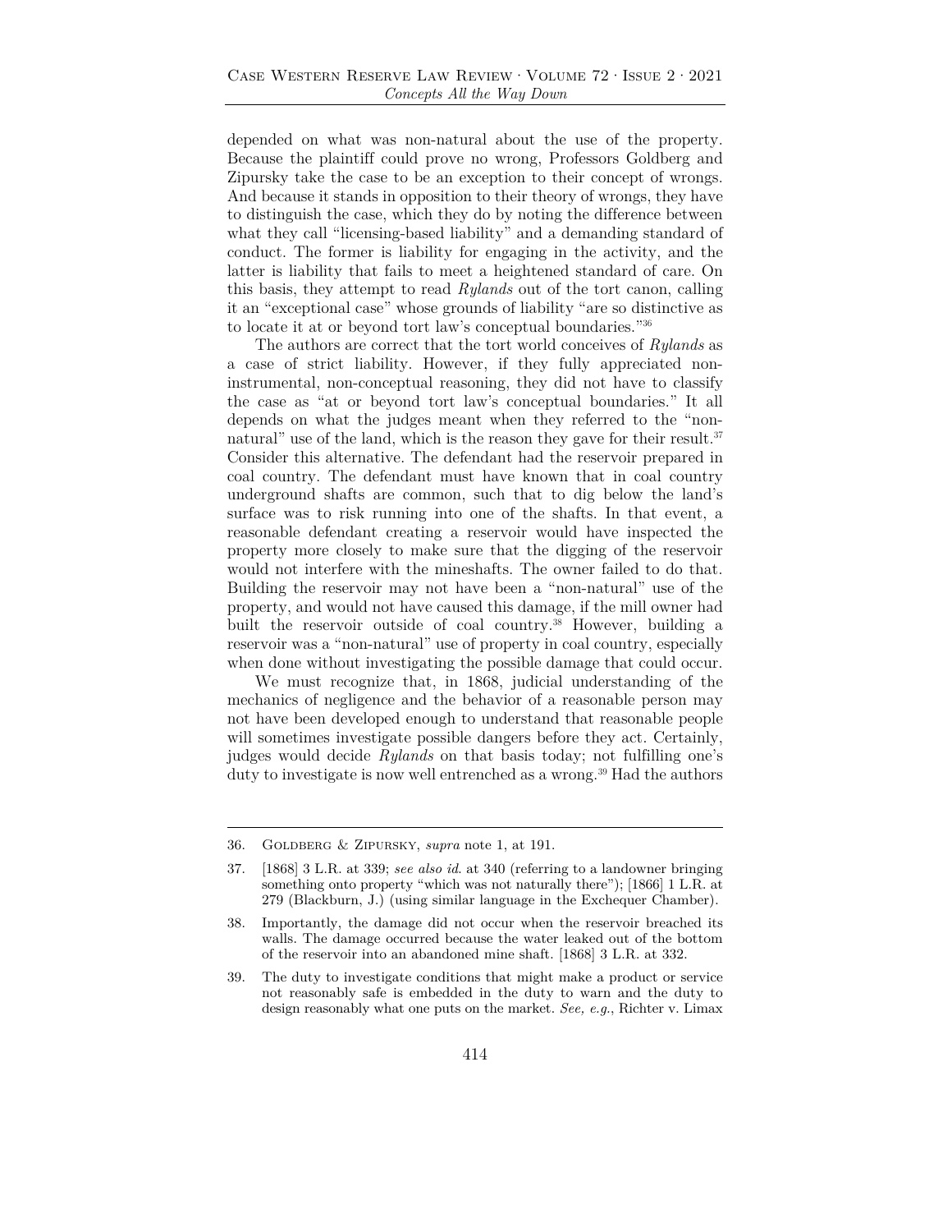depended on what was non-natural about the use of the property. Because the plaintiff could prove no wrong, Professors Goldberg and Zipursky take the case to be an exception to their concept of wrongs. And because it stands in opposition to their theory of wrongs, they have to distinguish the case, which they do by noting the difference between what they call "licensing-based liability" and a demanding standard of conduct. The former is liability for engaging in the activity, and the latter is liability that fails to meet a heightened standard of care. On this basis, they attempt to read *Rylands* out of the tort canon, calling it an "exceptional case" whose grounds of liability "are so distinctive as to locate it at or beyond tort law's conceptual boundaries."[36]

The authors are correct that the tort world conceives of *Rylands* as a case of strict liability. However, if they fully appreciated non-instrumental, non-conceptual reasoning, they did not have to classify the case as "at or beyond tort law's conceptual boundaries." It all depends on what the judges meant when they referred to the "non-natural" use of the land, which is the reason they gave for their result.[37] Consider this alternative. The defendant had the reservoir prepared in coal country. The defendant must have known that in coal country underground shafts are common, such that to dig below the land's surface was to risk running into one of the shafts. In that event, a reasonable defendant creating a reservoir would have inspected the property more closely to make sure that the digging of the reservoir would not interfere with the mineshafts. The owner failed to do that. Building the reservoir may not have been a "non-natural" use of the property, and would not have caused this damage, if the mill owner had built the reservoir outside of coal country.[38] However, building a reservoir was a "non-natural" use of property in coal country, especially when done without investigating the possible damage that could occur.

We must recognize that, in 1868, judicial understanding of the mechanics of negligence and the behavior of a reasonable person may not have been developed enough to understand that reasonable people will sometimes investigate possible dangers before they act. Certainly, judges would decide *Rylands* on that basis today; not fulfilling one's duty to investigate is now well entrenched as a wrong.[39] Had the authors

---

36. Goldberg & Zipursky, *supra* note 1, at 191.

37. [1868] 3 L.R. at 339; *see also id.* at 340 (referring to a landowner bringing something onto property "which was not naturally there"); [1866] 1 L.R. at 279 (Blackburn, J.) (using similar language in the Exchequer Chamber).

38. Importantly, the damage did not occur when the reservoir breached its walls. The damage occurred because the water leaked out of the bottom of the reservoir into an abandoned mine shaft. [1868] 3 L.R. at 332.

39. The duty to investigate conditions that might make a product or service not reasonably safe is embedded in the duty to warn and the duty to design reasonably what one puts on the market. *See, e.g.*, Richter v. Limax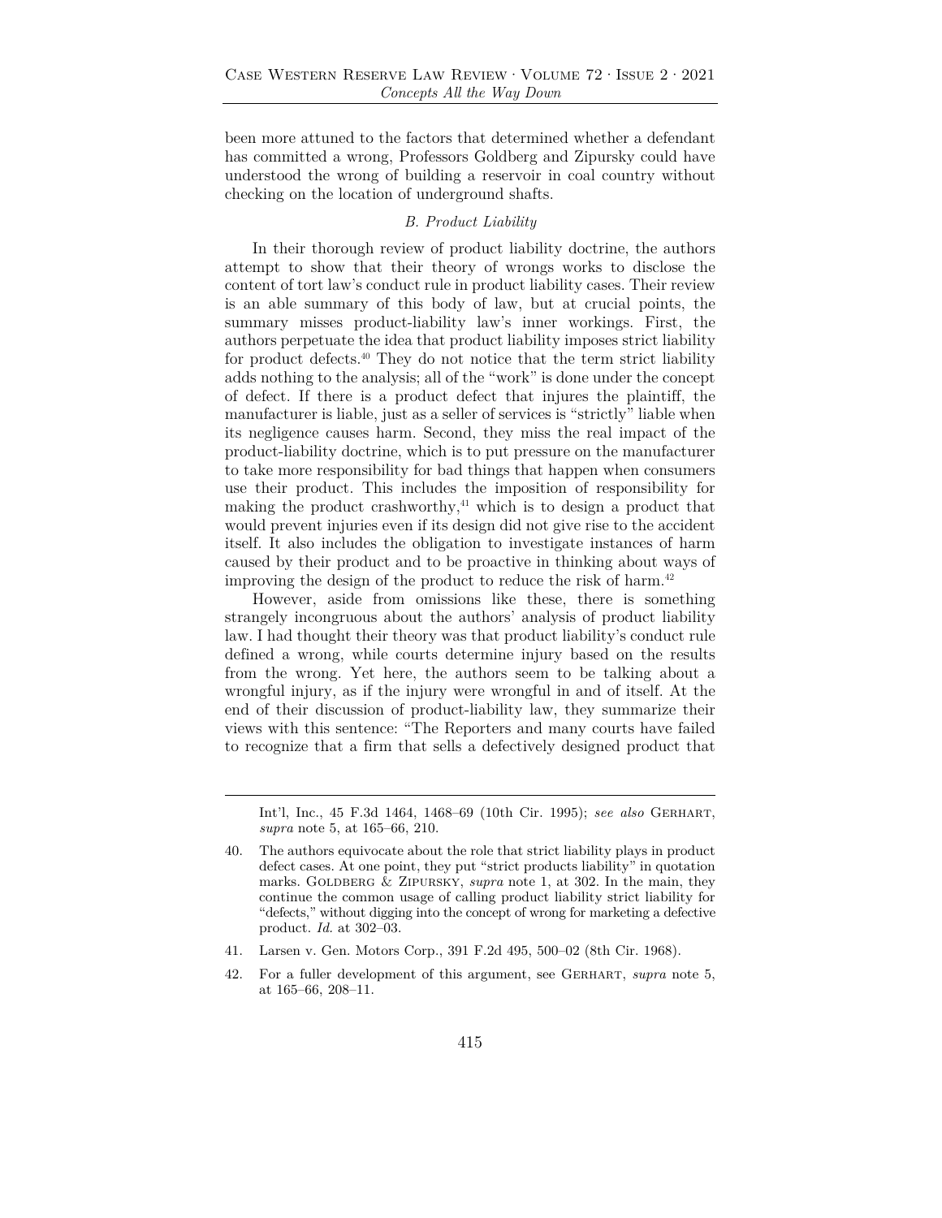been more attuned to the factors that determined whether a defendant has committed a wrong, Professors Goldberg and Zipursky could have understood the wrong of building a reservoir in coal country without checking on the location of underground shafts.

### *B. Product Liability*

In their thorough review of product liability doctrine, the authors attempt to show that their theory of wrongs works to disclose the content of tort law's conduct rule in product liability cases. Their review is an able summary of this body of law, but at crucial points, the summary misses product-liability law's inner workings. First, the authors perpetuate the idea that product liability imposes strict liability for product defects.[40] They do not notice that the term strict liability adds nothing to the analysis; all of the "work" is done under the concept of defect. If there is a product defect that injures the plaintiff, the manufacturer is liable, just as a seller of services is "strictly" liable when its negligence causes harm. Second, they miss the real impact of the product-liability doctrine, which is to put pressure on the manufacturer to take more responsibility for bad things that happen when consumers use their product. This includes the imposition of responsibility for making the product crashworthy,[41] which is to design a product that would prevent injuries even if its design did not give rise to the accident itself. It also includes the obligation to investigate instances of harm caused by their product and to be proactive in thinking about ways of improving the design of the product to reduce the risk of harm.[42]

However, aside from omissions like these, there is something strangely incongruous about the authors' analysis of product liability law. I had thought their theory was that product liability's conduct rule defined a wrong, while courts determine injury based on the results from the wrong. Yet here, the authors seem to be talking about a wrongful injury, as if the injury were wrongful in and of itself. At the end of their discussion of product-liability law, they summarize their views with this sentence: "The Reporters and many courts have failed to recognize that a firm that sells a defectively designed product that

---

Int'l, Inc., 45 F.3d 1464, 1468–69 (10th Cir. 1995); *see also* GERHART, *supra* note 5, at 165–66, 210.

40. The authors equivocate about the role that strict liability plays in product defect cases. At one point, they put "strict products liability" in quotation marks. GOLDBERG & ZIPURSKY, *supra* note 1, at 302. In the main, they continue the common usage of calling product liability strict liability for "defects," without digging into the concept of wrong for marketing a defective product. *Id.* at 302–03.

41. Larsen v. Gen. Motors Corp., 391 F.2d 495, 500–02 (8th Cir. 1968).

42. For a fuller development of this argument, see GERHART, *supra* note 5, at 165–66, 208–11.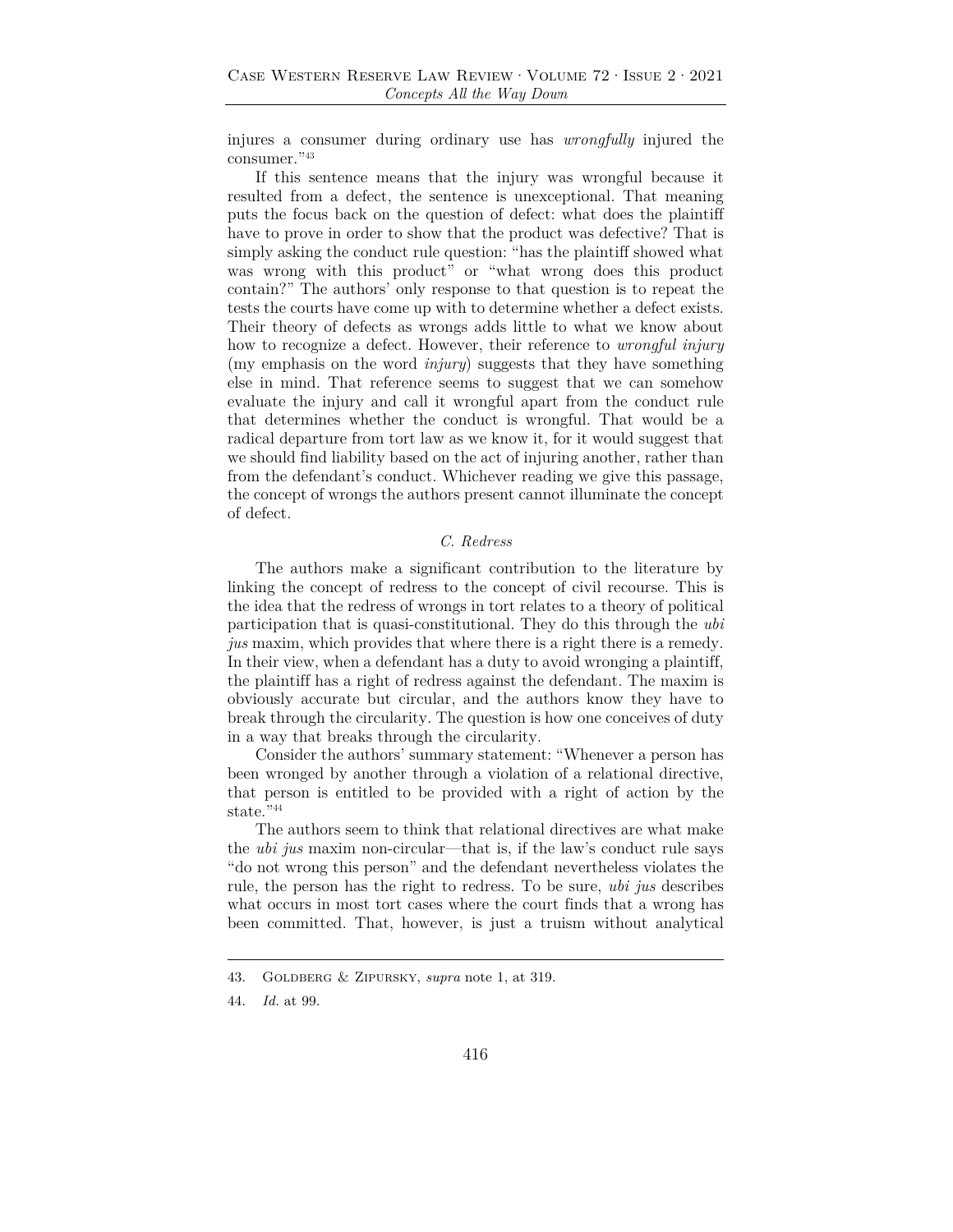injures a consumer during ordinary use has *wrongfully* injured the consumer."[43]

If this sentence means that the injury was wrongful because it resulted from a defect, the sentence is unexceptional. That meaning puts the focus back on the question of defect: what does the plaintiff have to prove in order to show that the product was defective? That is simply asking the conduct rule question: "has the plaintiff showed what was wrong with this product" or "what wrong does this product contain?" The authors' only response to that question is to repeat the tests the courts have come up with to determine whether a defect exists. Their theory of defects as wrongs adds little to what we know about how to recognize a defect. However, their reference to *wrongful injury* (my emphasis on the word *injury*) suggests that they have something else in mind. That reference seems to suggest that we can somehow evaluate the injury and call it wrongful apart from the conduct rule that determines whether the conduct is wrongful. That would be a radical departure from tort law as we know it, for it would suggest that we should find liability based on the act of injuring another, rather than from the defendant's conduct. Whichever reading we give this passage, the concept of wrongs the authors present cannot illuminate the concept of defect.

### *C. Redress*

The authors make a significant contribution to the literature by linking the concept of redress to the concept of civil recourse. This is the idea that the redress of wrongs in tort relates to a theory of political participation that is quasi-constitutional. They do this through the *ubi jus* maxim, which provides that where there is a right there is a remedy. In their view, when a defendant has a duty to avoid wronging a plaintiff, the plaintiff has a right of redress against the defendant. The maxim is obviously accurate but circular, and the authors know they have to break through the circularity. The question is how one conceives of duty in a way that breaks through the circularity.

Consider the authors' summary statement: "Whenever a person has been wronged by another through a violation of a relational directive, that person is entitled to be provided with a right of action by the state."[44]

The authors seem to think that relational directives are what make the *ubi jus* maxim non-circular—that is, if the law's conduct rule says "do not wrong this person" and the defendant nevertheless violates the rule, the person has the right to redress. To be sure, *ubi jus* describes what occurs in most tort cases where the court finds that a wrong has been committed. That, however, is just a truism without analytical

---

43. Goldberg & Zipursky, *supra* note 1, at 319.

44. *Id.* at 99.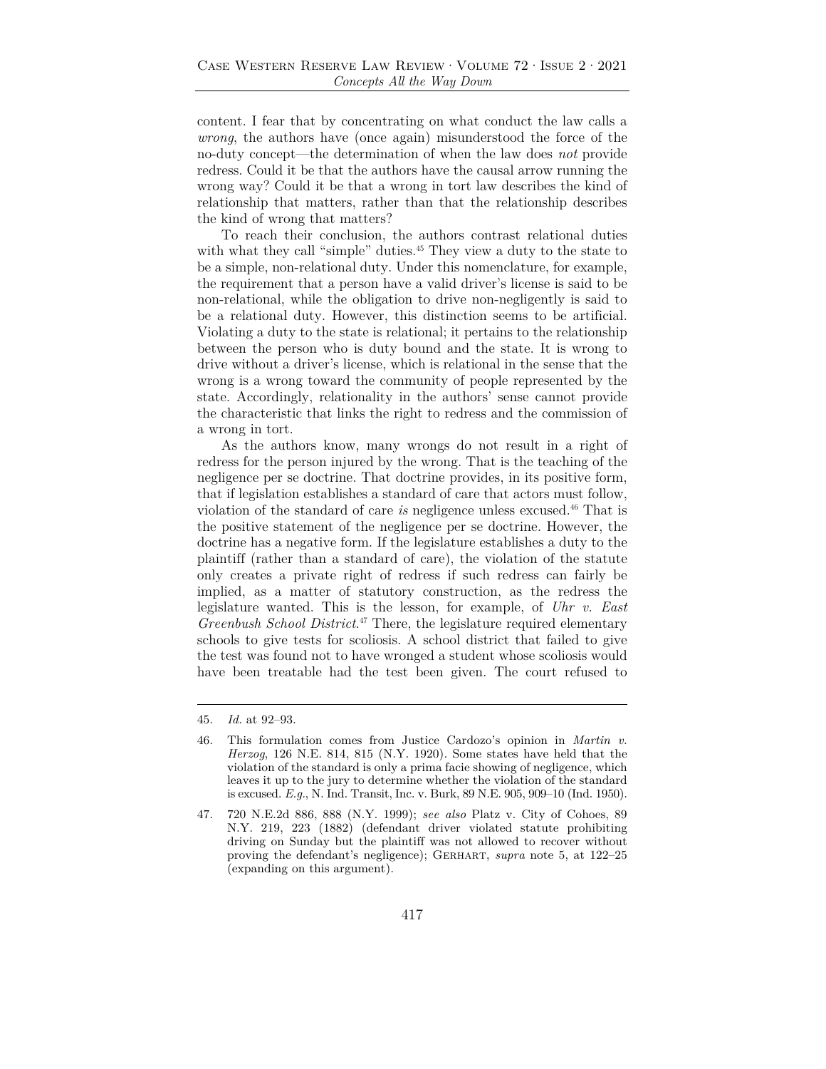content. I fear that by concentrating on what conduct the law calls a *wrong*, the authors have (once again) misunderstood the force of the no-duty concept—the determination of when the law does *not* provide redress. Could it be that the authors have the causal arrow running the wrong way? Could it be that a wrong in tort law describes the kind of relationship that matters, rather than that the relationship describes the kind of wrong that matters?

To reach their conclusion, the authors contrast relational duties with what they call "simple" duties.[45] They view a duty to the state to be a simple, non-relational duty. Under this nomenclature, for example, the requirement that a person have a valid driver's license is said to be non-relational, while the obligation to drive non-negligently is said to be a relational duty. However, this distinction seems to be artificial. Violating a duty to the state is relational; it pertains to the relationship between the person who is duty bound and the state. It is wrong to drive without a driver's license, which is relational in the sense that the wrong is a wrong toward the community of people represented by the state. Accordingly, relationality in the authors' sense cannot provide the characteristic that links the right to redress and the commission of a wrong in tort.

As the authors know, many wrongs do not result in a right of redress for the person injured by the wrong. That is the teaching of the negligence per se doctrine. That doctrine provides, in its positive form, that if legislation establishes a standard of care that actors must follow, violation of the standard of care *is* negligence unless excused.[46] That is the positive statement of the negligence per se doctrine. However, the doctrine has a negative form. If the legislature establishes a duty to the plaintiff (rather than a standard of care), the violation of the statute only creates a private right of redress if such redress can fairly be implied, as a matter of statutory construction, as the redress the legislature wanted. This is the lesson, for example, of *Uhr v. East Greenbush School District*.[47] There, the legislature required elementary schools to give tests for scoliosis. A school district that failed to give the test was found not to have wronged a student whose scoliosis would have been treatable had the test been given. The court refused to

---

45. *Id.* at 92–93.

46. This formulation comes from Justice Cardozo's opinion in *Martin v. Herzog*, 126 N.E. 814, 815 (N.Y. 1920). Some states have held that the violation of the standard is only a prima facie showing of negligence, which leaves it up to the jury to determine whether the violation of the standard is excused. *E.g.*, N. Ind. Transit, Inc. v. Burk, 89 N.E. 905, 909–10 (Ind. 1950).

47. 720 N.E.2d 886, 888 (N.Y. 1999); *see also* Platz v. City of Cohoes, 89 N.Y. 219, 223 (1882) (defendant driver violated statute prohibiting driving on Sunday but the plaintiff was not allowed to recover without proving the defendant's negligence); Gerhart, *supra* note 5, at 122–25 (expanding on this argument).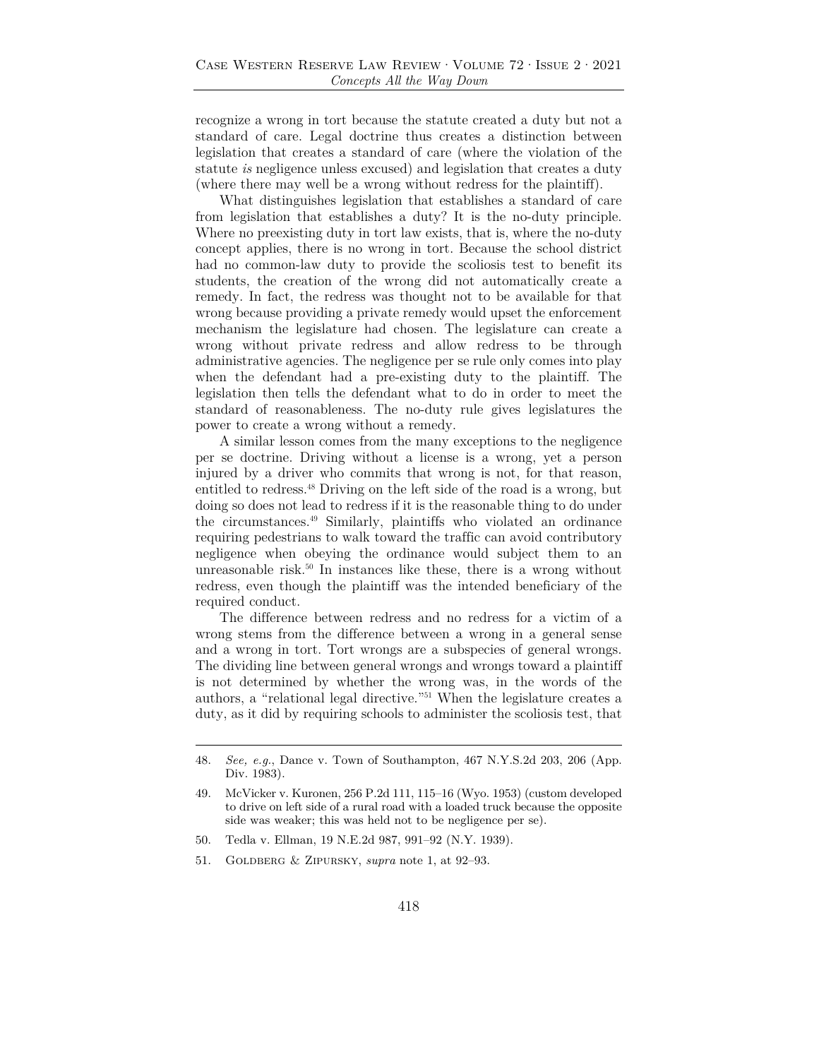recognize a wrong in tort because the statute created a duty but not a standard of care. Legal doctrine thus creates a distinction between legislation that creates a standard of care (where the violation of the statute *is* negligence unless excused) and legislation that creates a duty (where there may well be a wrong without redress for the plaintiff).

What distinguishes legislation that establishes a standard of care from legislation that establishes a duty? It is the no-duty principle. Where no preexisting duty in tort law exists, that is, where the no-duty concept applies, there is no wrong in tort. Because the school district had no common-law duty to provide the scoliosis test to benefit its students, the creation of the wrong did not automatically create a remedy. In fact, the redress was thought not to be available for that wrong because providing a private remedy would upset the enforcement mechanism the legislature had chosen. The legislature can create a wrong without private redress and allow redress to be through administrative agencies. The negligence per se rule only comes into play when the defendant had a pre-existing duty to the plaintiff. The legislation then tells the defendant what to do in order to meet the standard of reasonableness. The no-duty rule gives legislatures the power to create a wrong without a remedy.

A similar lesson comes from the many exceptions to the negligence per se doctrine. Driving without a license is a wrong, yet a person injured by a driver who commits that wrong is not, for that reason, entitled to redress.[48] Driving on the left side of the road is a wrong, but doing so does not lead to redress if it is the reasonable thing to do under the circumstances.[49] Similarly, plaintiffs who violated an ordinance requiring pedestrians to walk toward the traffic can avoid contributory negligence when obeying the ordinance would subject them to an unreasonable risk.[50] In instances like these, there is a wrong without redress, even though the plaintiff was the intended beneficiary of the required conduct.

The difference between redress and no redress for a victim of a wrong stems from the difference between a wrong in a general sense and a wrong in tort. Tort wrongs are a subspecies of general wrongs. The dividing line between general wrongs and wrongs toward a plaintiff is not determined by whether the wrong was, in the words of the authors, a "relational legal directive."[51] When the legislature creates a duty, as it did by requiring schools to administer the scoliosis test, that

---

48. *See, e.g.*, Dance v. Town of Southampton, 467 N.Y.S.2d 203, 206 (App. Div. 1983).

49. McVicker v. Kuronen, 256 P.2d 111, 115–16 (Wyo. 1953) (custom developed to drive on left side of a rural road with a loaded truck because the opposite side was weaker; this was held not to be negligence per se).

50. Tedla v. Ellman, 19 N.E.2d 987, 991–92 (N.Y. 1939).

51. Goldberg & Zipursky, *supra* note 1, at 92–93.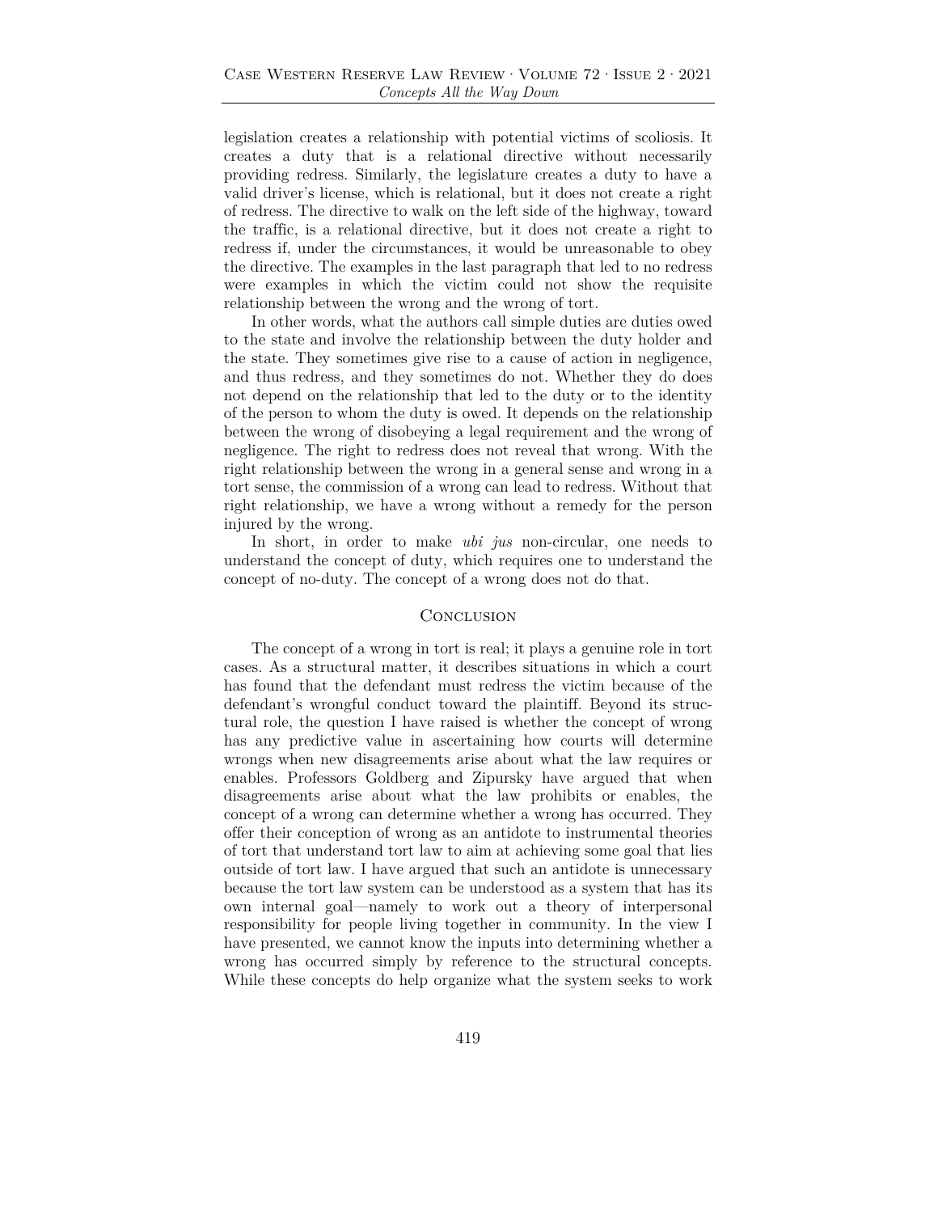legislation creates a relationship with potential victims of scoliosis. It creates a duty that is a relational directive without necessarily providing redress. Similarly, the legislature creates a duty to have a valid driver's license, which is relational, but it does not create a right of redress. The directive to walk on the left side of the highway, toward the traffic, is a relational directive, but it does not create a right to redress if, under the circumstances, it would be unreasonable to obey the directive. The examples in the last paragraph that led to no redress were examples in which the victim could not show the requisite relationship between the wrong and the wrong of tort.

In other words, what the authors call simple duties are duties owed to the state and involve the relationship between the duty holder and the state. They sometimes give rise to a cause of action in negligence, and thus redress, and they sometimes do not. Whether they do does not depend on the relationship that led to the duty or to the identity of the person to whom the duty is owed. It depends on the relationship between the wrong of disobeying a legal requirement and the wrong of negligence. The right to redress does not reveal that wrong. With the right relationship between the wrong in a general sense and wrong in a tort sense, the commission of a wrong can lead to redress. Without that right relationship, we have a wrong without a remedy for the person injured by the wrong.

In short, in order to make *ubi jus* non-circular, one needs to understand the concept of duty, which requires one to understand the concept of no-duty. The concept of a wrong does not do that.

## Conclusion

The concept of a wrong in tort is real; it plays a genuine role in tort cases. As a structural matter, it describes situations in which a court has found that the defendant must redress the victim because of the defendant's wrongful conduct toward the plaintiff. Beyond its structural role, the question I have raised is whether the concept of wrong has any predictive value in ascertaining how courts will determine wrongs when new disagreements arise about what the law requires or enables. Professors Goldberg and Zipursky have argued that when disagreements arise about what the law prohibits or enables, the concept of a wrong can determine whether a wrong has occurred. They offer their conception of wrong as an antidote to instrumental theories of tort that understand tort law to aim at achieving some goal that lies outside of tort law. I have argued that such an antidote is unnecessary because the tort law system can be understood as a system that has its own internal goal—namely to work out a theory of interpersonal responsibility for people living together in community. In the view I have presented, we cannot know the inputs into determining whether a wrong has occurred simply by reference to the structural concepts. While these concepts do help organize what the system seeks to work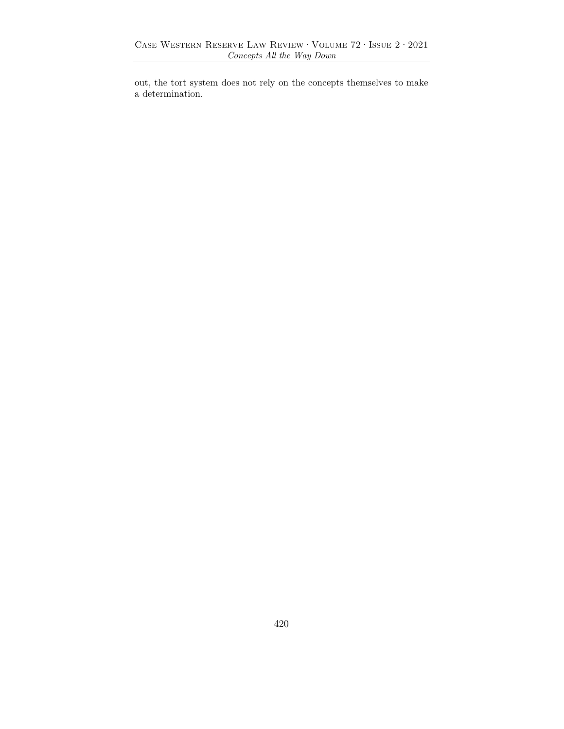out, the tort system does not rely on the concepts themselves to make a determination.